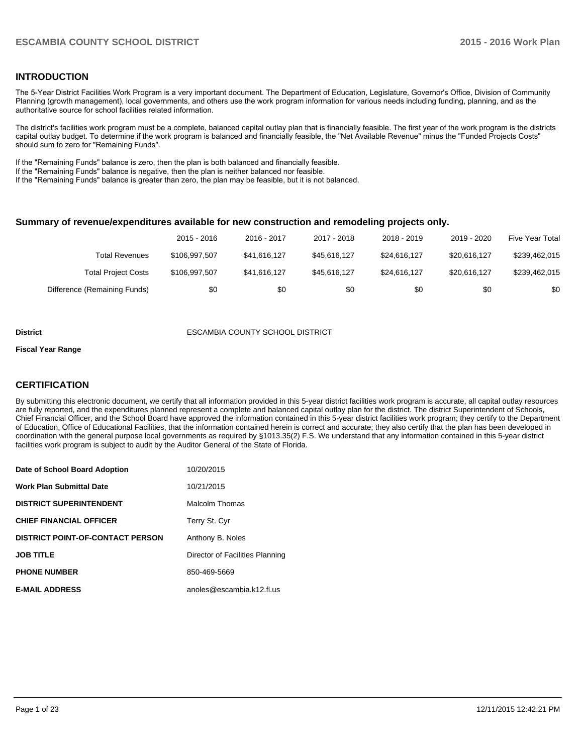## INTRODUCTION

The 5-Year District Facilities Work Program is a very important document. The Department of Education, Legislature, Governor's Office, Division of Community Planning (growth management), local governments, and others use the work program information for various needs including funding, planning, and as the authoritative source for school facilities related information.

The district's facilities work program must be a complete, balanced capital outlay plan that is financially feasible. The first year of the work program is the districts capital outlay budget. To determine if the work program is balanced and financially feasible, the "Net Available Revenue" minus the "Funded Projects Costs" should sum to zero for "Remaining Funds".

If the "Remaining Funds" balance is zero, then the plan is both balanced and financially feasible.
If the "Remaining Funds" balance is negative, then the plan is neither balanced nor feasible.
If the "Remaining Funds" balance is greater than zero, the plan may be feasible, but it is not balanced.

### Summary of revenue/expenditures available for new construction and remodeling projects only.

| | 2015 - 2016 | 2016 - 2017 | 2017 - 2018 | 2018 - 2019 | 2019 - 2020 | Five Year Total |
|---|---|---|---|---|---|---|
| Total Revenues | $106,997,507 | $41,616,127 | $45,616,127 | $24,616,127 | $20,616,127 | $239,462,015 |
| Total Project Costs | $106,997,507 | $41,616,127 | $45,616,127 | $24,616,127 | $20,616,127 | $239,462,015 |
| Difference (Remaining Funds) | $0 | $0 | $0 | $0 | $0 | $0 |

**District** ESCAMBIA COUNTY SCHOOL DISTRICT

**Fiscal Year Range**

## CERTIFICATION

By submitting this electronic document, we certify that all information provided in this 5-year district facilities work program is accurate, all capital outlay resources are fully reported, and the expenditures planned represent a complete and balanced capital outlay plan for the district. The district Superintendent of Schools, Chief Financial Officer, and the School Board have approved the information contained in this 5-year district facilities work program; they certify to the Department of Education, Office of Educational Facilities, that the information contained herein is correct and accurate; they also certify that the plan has been developed in coordination with the general purpose local governments as required by §1013.35(2) F.S. We understand that any information contained in this 5-year district facilities work program is subject to audit by the Auditor General of the State of Florida.

| | |
|---|---|
| **Date of School Board Adoption** | 10/20/2015 |
| **Work Plan Submittal Date** | 10/21/2015 |
| **DISTRICT SUPERINTENDENT** | Malcolm Thomas |
| **CHIEF FINANCIAL OFFICER** | Terry St. Cyr |
| **DISTRICT POINT-OF-CONTACT PERSON** | Anthony B. Noles |
| **JOB TITLE** | Director of Facilities Planning |
| **PHONE NUMBER** | 850-469-5669 |
| **E-MAIL ADDRESS** | anoles@escambia.k12.fl.us |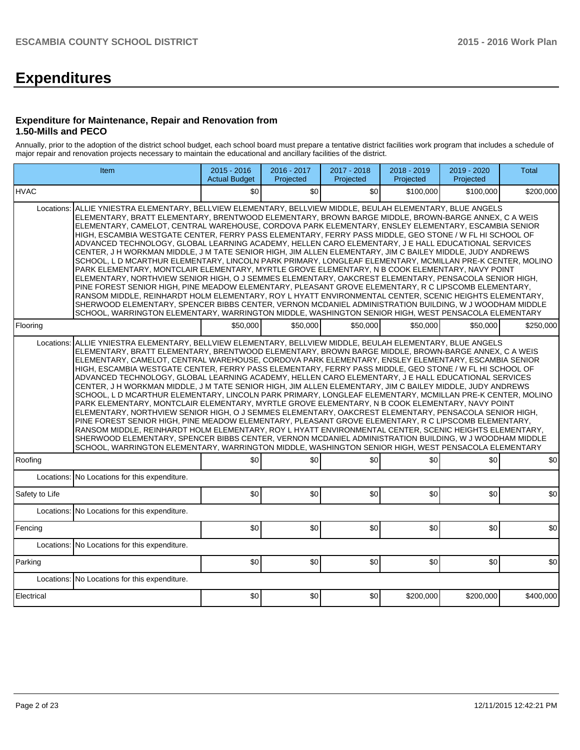# Expenditures

### Expenditure for Maintenance, Repair and Renovation from 1.50-Mills and PECO

Annually, prior to the adoption of the district school budget, each school board must prepare a tentative district facilities work program that includes a schedule of major repair and renovation projects necessary to maintain the educational and ancillary facilities of the district.

| Item | | 2015 - 2016 Actual Budget | 2016 - 2017 Projected | 2017 - 2018 Projected | 2018 - 2019 Projected | 2019 - 2020 Projected | Total |
|---|---|---|---|---|---|---|---|
| HVAC | | $0 | $0 | $0 | $100,000 | $100,000 | $200,000 |
| Locations: | ALLIE YNIESTRA ELEMENTARY, BELLVIEW ELEMENTARY, BELLVIEW MIDDLE, BEULAH ELEMENTARY, BLUE ANGELS ELEMENTARY, BRATT ELEMENTARY, BRENTWOOD ELEMENTARY, BROWN BARGE MIDDLE, BROWN-BARGE ANNEX, C A WEIS ELEMENTARY, CAMELOT, CENTRAL WAREHOUSE, CORDOVA PARK ELEMENTARY, ENSLEY ELEMENTARY, ESCAMBIA SENIOR HIGH, ESCAMBIA WESTGATE CENTER, FERRY PASS ELEMENTARY, FERRY PASS MIDDLE, GEO STONE / W FL HI SCHOOL OF ADVANCED TECHNOLOGY, GLOBAL LEARNING ACADEMY, HELLEN CARO ELEMENTARY, J E HALL EDUCATIONAL SERVICES CENTER, J H WORKMAN MIDDLE, J M TATE SENIOR HIGH, JIM ALLEN ELEMENTARY, JIM C BAILEY MIDDLE, JUDY ANDREWS SCHOOL, L D MCARTHUR ELEMENTARY, LINCOLN PARK PRIMARY, LONGLEAF ELEMENTARY, MCMILLAN PRE-K CENTER, MOLINO PARK ELEMENTARY, MONTCLAIR ELEMENTARY, MYRTLE GROVE ELEMENTARY, N B COOK ELEMENTARY, NAVY POINT ELEMENTARY, NORTHVIEW SENIOR HIGH, O J SEMMES ELEMENTARY, OAKCREST ELEMENTARY, PENSACOLA SENIOR HIGH, PINE FOREST SENIOR HIGH, PINE MEADOW ELEMENTARY, PLEASANT GROVE ELEMENTARY, R C LIPSCOMB ELEMENTARY, RANSOM MIDDLE, REINHARDT HOLM ELEMENTARY, ROY L HYATT ENVIRONMENTAL CENTER, SCENIC HEIGHTS ELEMENTARY, SHERWOOD ELEMENTARY, SPENCER BIBBS CENTER, VERNON MCDANIEL ADMINISTRATION BUILDING, W J WOODHAM MIDDLE SCHOOL, WARRINGTON ELEMENTARY, WARRINGTON MIDDLE, WASHINGTON SENIOR HIGH, WEST PENSACOLA ELEMENTARY | | | | | | |
| Flooring | | $50,000 | $50,000 | $50,000 | $50,000 | $50,000 | $250,000 |
| Locations: | ALLIE YNIESTRA ELEMENTARY, BELLVIEW ELEMENTARY, BELLVIEW MIDDLE, BEULAH ELEMENTARY, BLUE ANGELS ELEMENTARY, BRATT ELEMENTARY, BRENTWOOD ELEMENTARY, BROWN BARGE MIDDLE, BROWN-BARGE ANNEX, C A WEIS ELEMENTARY, CAMELOT, CENTRAL WAREHOUSE, CORDOVA PARK ELEMENTARY, ENSLEY ELEMENTARY, ESCAMBIA SENIOR HIGH, ESCAMBIA WESTGATE CENTER, FERRY PASS ELEMENTARY, FERRY PASS MIDDLE, GEO STONE / W FL HI SCHOOL OF ADVANCED TECHNOLOGY, GLOBAL LEARNING ACADEMY, HELLEN CARO ELEMENTARY, J E HALL EDUCATIONAL SERVICES CENTER, J H WORKMAN MIDDLE, J M TATE SENIOR HIGH, JIM ALLEN ELEMENTARY, JIM C BAILEY MIDDLE, JUDY ANDREWS SCHOOL, L D MCARTHUR ELEMENTARY, LINCOLN PARK PRIMARY, LONGLEAF ELEMENTARY, MCMILLAN PRE-K CENTER, MOLINO PARK ELEMENTARY, MONTCLAIR ELEMENTARY, MYRTLE GROVE ELEMENTARY, N B COOK ELEMENTARY, NAVY POINT ELEMENTARY, NORTHVIEW SENIOR HIGH, O J SEMMES ELEMENTARY, OAKCREST ELEMENTARY, PENSACOLA SENIOR HIGH, PINE FOREST SENIOR HIGH, PINE MEADOW ELEMENTARY, PLEASANT GROVE ELEMENTARY, R C LIPSCOMB ELEMENTARY, RANSOM MIDDLE, REINHARDT HOLM ELEMENTARY, ROY L HYATT ENVIRONMENTAL CENTER, SCENIC HEIGHTS ELEMENTARY, SHERWOOD ELEMENTARY, SPENCER BIBBS CENTER, VERNON MCDANIEL ADMINISTRATION BUILDING, W J WOODHAM MIDDLE SCHOOL, WARRINGTON ELEMENTARY, WARRINGTON MIDDLE, WASHINGTON SENIOR HIGH, WEST PENSACOLA ELEMENTARY | | | | | | |
| Roofing | | $0 | $0 | $0 | $0 | $0 | $0 |
| Locations: | No Locations for this expenditure. | | | | | | |
| Safety to Life | | $0 | $0 | $0 | $0 | $0 | $0 |
| Locations: | No Locations for this expenditure. | | | | | | |
| Fencing | | $0 | $0 | $0 | $0 | $0 | $0 |
| Locations: | No Locations for this expenditure. | | | | | | |
| Parking | | $0 | $0 | $0 | $0 | $0 | $0 |
| Locations: | No Locations for this expenditure. | | | | | | |
| Electrical | | $0 | $0 | $0 | $200,000 | $200,000 | $400,000 |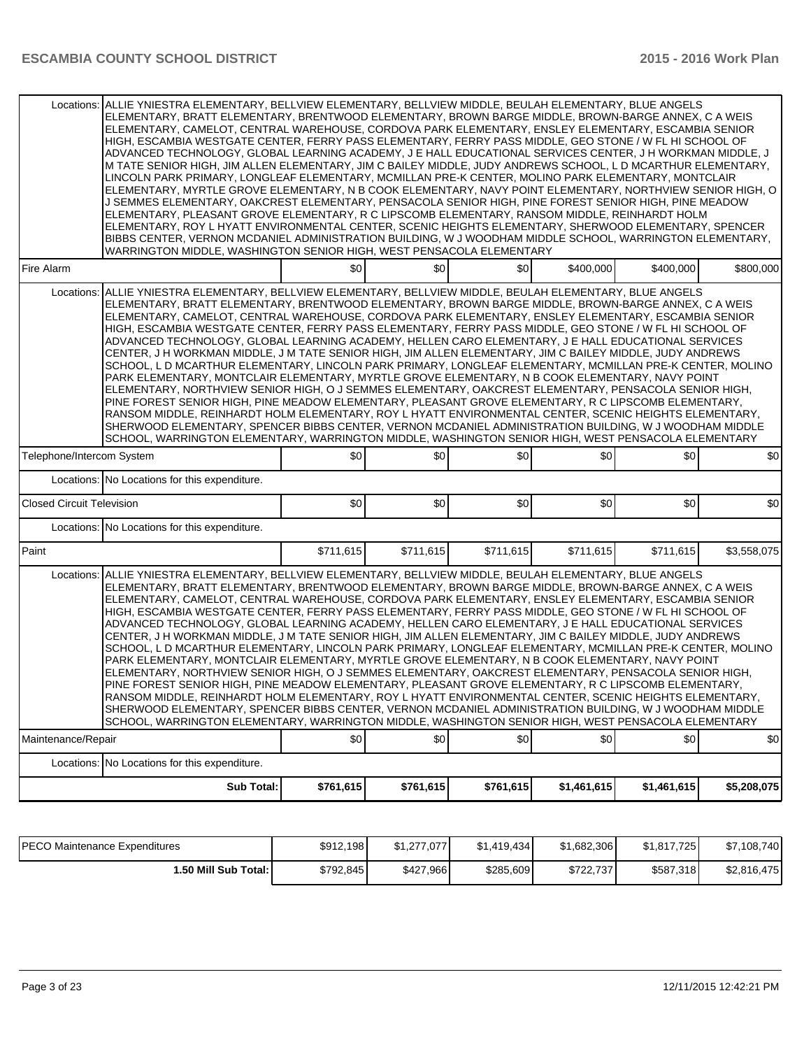| | | | | | | |
|---|---|---|---|---|---|---|
| Locations: | ALLIE YNIESTRA ELEMENTARY, BELLVIEW ELEMENTARY, BELLVIEW MIDDLE, BEULAH ELEMENTARY, BLUE ANGELS ELEMENTARY, BRATT ELEMENTARY, BRENTWOOD ELEMENTARY, BROWN BARGE MIDDLE, BROWN-BARGE ANNEX, C A WEIS ELEMENTARY, CAMELOT, CENTRAL WAREHOUSE, CORDOVA PARK ELEMENTARY, ENSLEY ELEMENTARY, ESCAMBIA SENIOR HIGH, ESCAMBIA WESTGATE CENTER, FERRY PASS ELEMENTARY, FERRY PASS MIDDLE, GEO STONE / W FL HI SCHOOL OF ADVANCED TECHNOLOGY, GLOBAL LEARNING ACADEMY, J E HALL EDUCATIONAL SERVICES CENTER, J H WORKMAN MIDDLE, J M TATE SENIOR HIGH, JIM ALLEN ELEMENTARY, JIM C BAILEY MIDDLE, JUDY ANDREWS SCHOOL, L D MCARTHUR ELEMENTARY, LINCOLN PARK PRIMARY, LONGLEAF ELEMENTARY, MCMILLAN PRE-K CENTER, MOLINO PARK ELEMENTARY, MONTCLAIR ELEMENTARY, MYRTLE GROVE ELEMENTARY, N B COOK ELEMENTARY, NAVY POINT ELEMENTARY, NORTHVIEW SENIOR HIGH, O J SEMMES ELEMENTARY, OAKCREST ELEMENTARY, PENSACOLA SENIOR HIGH, PINE FOREST SENIOR HIGH, PINE MEADOW ELEMENTARY, PLEASANT GROVE ELEMENTARY, R C LIPSCOMB ELEMENTARY, RANSOM MIDDLE, REINHARDT HOLM ELEMENTARY, ROY L HYATT ENVIRONMENTAL CENTER, SCENIC HEIGHTS ELEMENTARY, SHERWOOD ELEMENTARY, SPENCER BIBBS CENTER, VERNON MCDANIEL ADMINISTRATION BUILDING, W J WOODHAM MIDDLE SCHOOL, WARRINGTON ELEMENTARY, WARRINGTON MIDDLE, WASHINGTON SENIOR HIGH, WEST PENSACOLA ELEMENTARY | | | | | |
| Fire Alarm | | $0 | $0 | $0 | $400,000 | $400,000 | $800,000 |
| Locations: | ALLIE YNIESTRA ELEMENTARY, BELLVIEW ELEMENTARY, BELLVIEW MIDDLE, BEULAH ELEMENTARY, BLUE ANGELS ELEMENTARY, BRATT ELEMENTARY, BRENTWOOD ELEMENTARY, BROWN BARGE MIDDLE, BROWN-BARGE ANNEX, C A WEIS ELEMENTARY, CAMELOT, CENTRAL WAREHOUSE, CORDOVA PARK ELEMENTARY, ENSLEY ELEMENTARY, ESCAMBIA SENIOR HIGH, ESCAMBIA WESTGATE CENTER, FERRY PASS ELEMENTARY, FERRY PASS MIDDLE, GEO STONE / W FL HI SCHOOL OF ADVANCED TECHNOLOGY, GLOBAL LEARNING ACADEMY, HELLEN CARO ELEMENTARY, J E HALL EDUCATIONAL SERVICES CENTER, J H WORKMAN MIDDLE, J M TATE SENIOR HIGH, JIM ALLEN ELEMENTARY, JIM C BAILEY MIDDLE, JUDY ANDREWS SCHOOL, L D MCARTHUR ELEMENTARY, LINCOLN PARK PRIMARY, LONGLEAF ELEMENTARY, MCMILLAN PRE-K CENTER, MOLINO PARK ELEMENTARY, MONTCLAIR ELEMENTARY, MYRTLE GROVE ELEMENTARY, N B COOK ELEMENTARY, NAVY POINT ELEMENTARY, NORTHVIEW SENIOR HIGH, O J SEMMES ELEMENTARY, OAKCREST ELEMENTARY, PENSACOLA SENIOR HIGH, PINE FOREST SENIOR HIGH, PINE MEADOW ELEMENTARY, PLEASANT GROVE ELEMENTARY, R C LIPSCOMB ELEMENTARY, RANSOM MIDDLE, REINHARDT HOLM ELEMENTARY, ROY L HYATT ENVIRONMENTAL CENTER, SCENIC HEIGHTS ELEMENTARY, SHERWOOD ELEMENTARY, SPENCER BIBBS CENTER, VERNON MCDANIEL ADMINISTRATION BUILDING, W J WOODHAM MIDDLE SCHOOL, WARRINGTON ELEMENTARY, WARRINGTON MIDDLE, WASHINGTON SENIOR HIGH, WEST PENSACOLA ELEMENTARY | | | | | |
| Telephone/Intercom System | | $0 | $0 | $0 | $0 | $0 | $0 |
| Locations: | No Locations for this expenditure. | | | | | | |
| Closed Circuit Television | | $0 | $0 | $0 | $0 | $0 | $0 |
| Locations: | No Locations for this expenditure. | | | | | | |
| Paint | | $711,615 | $711,615 | $711,615 | $711,615 | $711,615 | $3,558,075 |
| Locations: | ALLIE YNIESTRA ELEMENTARY, BELLVIEW ELEMENTARY, BELLVIEW MIDDLE, BEULAH ELEMENTARY, BLUE ANGELS ELEMENTARY, BRATT ELEMENTARY, BRENTWOOD ELEMENTARY, BROWN BARGE MIDDLE, BROWN-BARGE ANNEX, C A WEIS ELEMENTARY, CAMELOT, CENTRAL WAREHOUSE, CORDOVA PARK ELEMENTARY, ENSLEY ELEMENTARY, ESCAMBIA SENIOR HIGH, ESCAMBIA WESTGATE CENTER, FERRY PASS ELEMENTARY, FERRY PASS MIDDLE, GEO STONE / W FL HI SCHOOL OF ADVANCED TECHNOLOGY, GLOBAL LEARNING ACADEMY, HELLEN CARO ELEMENTARY, J E HALL EDUCATIONAL SERVICES CENTER, J H WORKMAN MIDDLE, J M TATE SENIOR HIGH, JIM ALLEN ELEMENTARY, JIM C BAILEY MIDDLE, JUDY ANDREWS SCHOOL, L D MCARTHUR ELEMENTARY, LINCOLN PARK PRIMARY, LONGLEAF ELEMENTARY, MCMILLAN PRE-K CENTER, MOLINO PARK ELEMENTARY, MONTCLAIR ELEMENTARY, MYRTLE GROVE ELEMENTARY, N B COOK ELEMENTARY, NAVY POINT ELEMENTARY, NORTHVIEW SENIOR HIGH, O J SEMMES ELEMENTARY, OAKCREST ELEMENTARY, PENSACOLA SENIOR HIGH, PINE FOREST SENIOR HIGH, PINE MEADOW ELEMENTARY, PLEASANT GROVE ELEMENTARY, R C LIPSCOMB ELEMENTARY, RANSOM MIDDLE, REINHARDT HOLM ELEMENTARY, ROY L HYATT ENVIRONMENTAL CENTER, SCENIC HEIGHTS ELEMENTARY, SHERWOOD ELEMENTARY, SPENCER BIBBS CENTER, VERNON MCDANIEL ADMINISTRATION BUILDING, W J WOODHAM MIDDLE SCHOOL, WARRINGTON ELEMENTARY, WARRINGTON MIDDLE, WASHINGTON SENIOR HIGH, WEST PENSACOLA ELEMENTARY | | | | | |
| Maintenance/Repair | | $0 | $0 | $0 | $0 | $0 | $0 |
| Locations: | No Locations for this expenditure. | | | | | | |
| | **Sub Total:** | **$761,615** | **$761,615** | **$761,615** | **$1,461,615** | **$1,461,615** | **$5,208,075** |

| | | | | | | |
|---|---|---|---|---|---|---|
| PECO Maintenance Expenditures | $912,198 | $1,277,077 | $1,419,434 | $1,682,306 | $1,817,725 | $7,108,740 |
| **1.50 Mill Sub Total:** | $792,845 | $427,966 | $285,609 | $722,737 | $587,318 | $2,816,475 |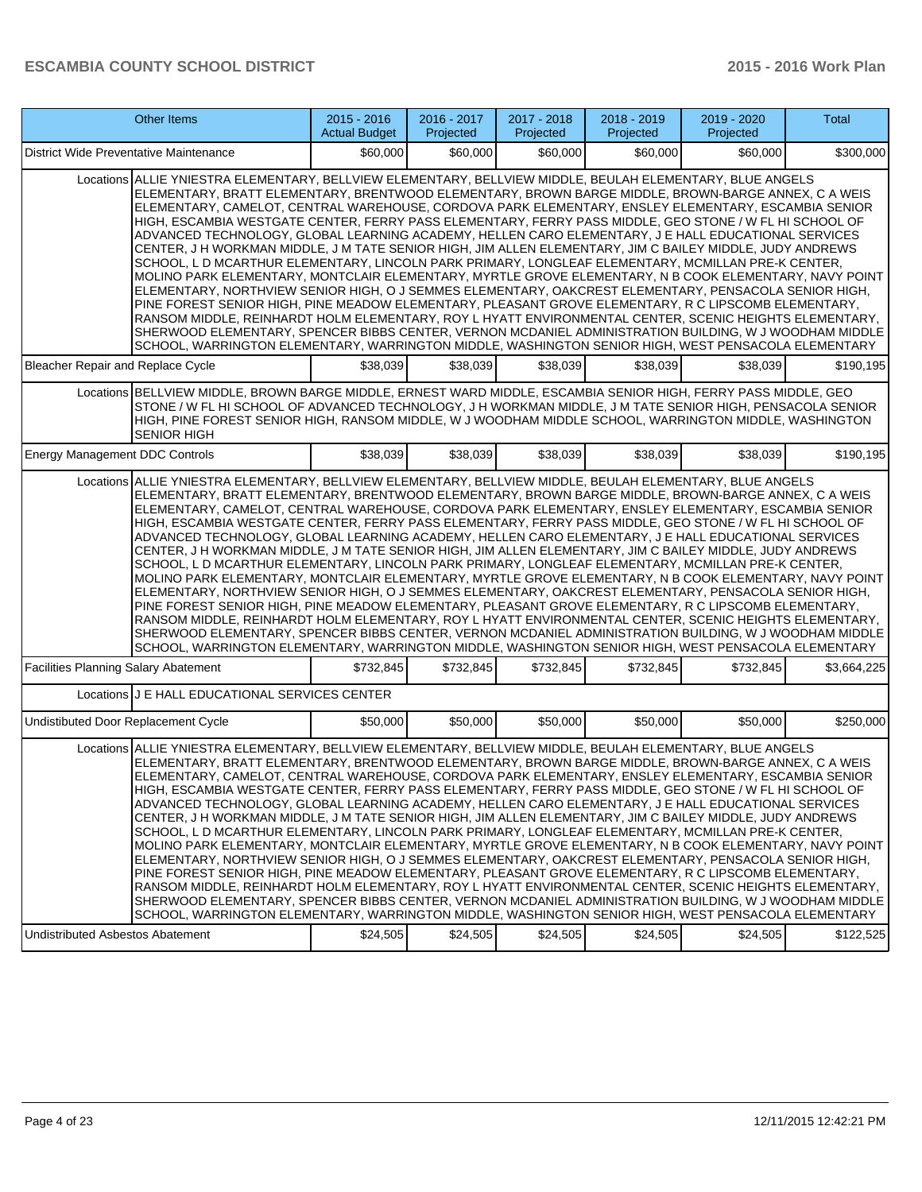| Other Items | 2015 - 2016 Actual Budget | 2016 - 2017 Projected | 2017 - 2018 Projected | 2018 - 2019 Projected | 2019 - 2020 Projected | Total |
|---|---|---|---|---|---|---|
| District Wide Preventative Maintenance | $60,000 | $60,000 | $60,000 | $60,000 | $60,000 | $300,000 |
| Locations ALLIE YNIESTRA ELEMENTARY, BELLVIEW ELEMENTARY, BELLVIEW MIDDLE, BEULAH ELEMENTARY, BLUE ANGELS ELEMENTARY, BRATT ELEMENTARY, BRENTWOOD ELEMENTARY, BROWN BARGE MIDDLE, BROWN-BARGE ANNEX, C A WEIS ELEMENTARY, CAMELOT, CENTRAL WAREHOUSE, CORDOVA PARK ELEMENTARY, ENSLEY ELEMENTARY, ESCAMBIA SENIOR HIGH, ESCAMBIA WESTGATE CENTER, FERRY PASS ELEMENTARY, FERRY PASS MIDDLE, GEO STONE / W FL HI SCHOOL OF ADVANCED TECHNOLOGY, GLOBAL LEARNING ACADEMY, HELLEN CARO ELEMENTARY, J E HALL EDUCATIONAL SERVICES CENTER, J H WORKMAN MIDDLE, J M TATE SENIOR HIGH, JIM ALLEN ELEMENTARY, JIM C BAILEY MIDDLE, JUDY ANDREWS SCHOOL, L D MCARTHUR ELEMENTARY, LINCOLN PARK PRIMARY, LONGLEAF ELEMENTARY, MCMILLAN PRE-K CENTER, MOLINO PARK ELEMENTARY, MONTCLAIR ELEMENTARY, MYRTLE GROVE ELEMENTARY, N B COOK ELEMENTARY, NAVY POINT ELEMENTARY, NORTHVIEW SENIOR HIGH, O J SEMMES ELEMENTARY, OAKCREST ELEMENTARY, PENSACOLA SENIOR HIGH, PINE FOREST SENIOR HIGH, PINE MEADOW ELEMENTARY, PLEASANT GROVE ELEMENTARY, R C LIPSCOMB ELEMENTARY, RANSOM MIDDLE, REINHARDT HOLM ELEMENTARY, ROY L HYATT ENVIRONMENTAL CENTER, SCENIC HEIGHTS ELEMENTARY, SHERWOOD ELEMENTARY, SPENCER BIBBS CENTER, VERNON MCDANIEL ADMINISTRATION BUILDING, W J WOODHAM MIDDLE SCHOOL, WARRINGTON ELEMENTARY, WARRINGTON MIDDLE, WASHINGTON SENIOR HIGH, WEST PENSACOLA ELEMENTARY | | | | | | |
| Bleacher Repair and Replace Cycle | $38,039 | $38,039 | $38,039 | $38,039 | $38,039 | $190,195 |
| Locations BELLVIEW MIDDLE, BROWN BARGE MIDDLE, ERNEST WARD MIDDLE, ESCAMBIA SENIOR HIGH, FERRY PASS MIDDLE, GEO STONE / W FL HI SCHOOL OF ADVANCED TECHNOLOGY, J H WORKMAN MIDDLE, J M TATE SENIOR HIGH, PENSACOLA SENIOR HIGH, PINE FOREST SENIOR HIGH, RANSOM MIDDLE, W J WOODHAM MIDDLE SCHOOL, WARRINGTON MIDDLE, WASHINGTON SENIOR HIGH | | | | | | |
| Energy Management DDC Controls | $38,039 | $38,039 | $38,039 | $38,039 | $38,039 | $190,195 |
| Locations ALLIE YNIESTRA ELEMENTARY, BELLVIEW ELEMENTARY, BELLVIEW MIDDLE, BEULAH ELEMENTARY, BLUE ANGELS ELEMENTARY, BRATT ELEMENTARY, BRENTWOOD ELEMENTARY, BROWN BARGE MIDDLE, BROWN-BARGE ANNEX, C A WEIS ELEMENTARY, CAMELOT, CENTRAL WAREHOUSE, CORDOVA PARK ELEMENTARY, ENSLEY ELEMENTARY, ESCAMBIA SENIOR HIGH, ESCAMBIA WESTGATE CENTER, FERRY PASS ELEMENTARY, FERRY PASS MIDDLE, GEO STONE / W FL HI SCHOOL OF ADVANCED TECHNOLOGY, GLOBAL LEARNING ACADEMY, HELLEN CARO ELEMENTARY, J E HALL EDUCATIONAL SERVICES CENTER, J H WORKMAN MIDDLE, J M TATE SENIOR HIGH, JIM ALLEN ELEMENTARY, JIM C BAILEY MIDDLE, JUDY ANDREWS SCHOOL, L D MCARTHUR ELEMENTARY, LINCOLN PARK PRIMARY, LONGLEAF ELEMENTARY, MCMILLAN PRE-K CENTER, MOLINO PARK ELEMENTARY, MONTCLAIR ELEMENTARY, MYRTLE GROVE ELEMENTARY, N B COOK ELEMENTARY, NAVY POINT ELEMENTARY, NORTHVIEW SENIOR HIGH, O J SEMMES ELEMENTARY, OAKCREST ELEMENTARY, PENSACOLA SENIOR HIGH, PINE FOREST SENIOR HIGH, PINE MEADOW ELEMENTARY, PLEASANT GROVE ELEMENTARY, R C LIPSCOMB ELEMENTARY, RANSOM MIDDLE, REINHARDT HOLM ELEMENTARY, ROY L HYATT ENVIRONMENTAL CENTER, SCENIC HEIGHTS ELEMENTARY, SHERWOOD ELEMENTARY, SPENCER BIBBS CENTER, VERNON MCDANIEL ADMINISTRATION BUILDING, W J WOODHAM MIDDLE SCHOOL, WARRINGTON ELEMENTARY, WARRINGTON MIDDLE, WASHINGTON SENIOR HIGH, WEST PENSACOLA ELEMENTARY | | | | | | |
| Facilities Planning Salary Abatement | $732,845 | $732,845 | $732,845 | $732,845 | $732,845 | $3,664,225 |
| Locations J E HALL EDUCATIONAL SERVICES CENTER | | | | | | |
| Undistibuted Door Replacement Cycle | $50,000 | $50,000 | $50,000 | $50,000 | $50,000 | $250,000 |
| Locations ALLIE YNIESTRA ELEMENTARY, BELLVIEW ELEMENTARY, BELLVIEW MIDDLE, BEULAH ELEMENTARY, BLUE ANGELS ELEMENTARY, BRATT ELEMENTARY, BRENTWOOD ELEMENTARY, BROWN BARGE MIDDLE, BROWN-BARGE ANNEX, C A WEIS ELEMENTARY, CAMELOT, CENTRAL WAREHOUSE, CORDOVA PARK ELEMENTARY, ENSLEY ELEMENTARY, ESCAMBIA SENIOR HIGH, ESCAMBIA WESTGATE CENTER, FERRY PASS ELEMENTARY, FERRY PASS MIDDLE, GEO STONE / W FL HI SCHOOL OF ADVANCED TECHNOLOGY, GLOBAL LEARNING ACADEMY, HELLEN CARO ELEMENTARY, J E HALL EDUCATIONAL SERVICES CENTER, J H WORKMAN MIDDLE, J M TATE SENIOR HIGH, JIM ALLEN ELEMENTARY, JIM C BAILEY MIDDLE, JUDY ANDREWS SCHOOL, L D MCARTHUR ELEMENTARY, LINCOLN PARK PRIMARY, LONGLEAF ELEMENTARY, MCMILLAN PRE-K CENTER, MOLINO PARK ELEMENTARY, MONTCLAIR ELEMENTARY, MYRTLE GROVE ELEMENTARY, N B COOK ELEMENTARY, NAVY POINT ELEMENTARY, NORTHVIEW SENIOR HIGH, O J SEMMES ELEMENTARY, OAKCREST ELEMENTARY, PENSACOLA SENIOR HIGH, PINE FOREST SENIOR HIGH, PINE MEADOW ELEMENTARY, PLEASANT GROVE ELEMENTARY, R C LIPSCOMB ELEMENTARY, RANSOM MIDDLE, REINHARDT HOLM ELEMENTARY, ROY L HYATT ENVIRONMENTAL CENTER, SCENIC HEIGHTS ELEMENTARY, SHERWOOD ELEMENTARY, SPENCER BIBBS CENTER, VERNON MCDANIEL ADMINISTRATION BUILDING, W J WOODHAM MIDDLE SCHOOL, WARRINGTON ELEMENTARY, WARRINGTON MIDDLE, WASHINGTON SENIOR HIGH, WEST PENSACOLA ELEMENTARY | | | | | | |
| Undistributed Asbestos Abatement | $24,505 | $24,505 | $24,505 | $24,505 | $24,505 | $122,525 |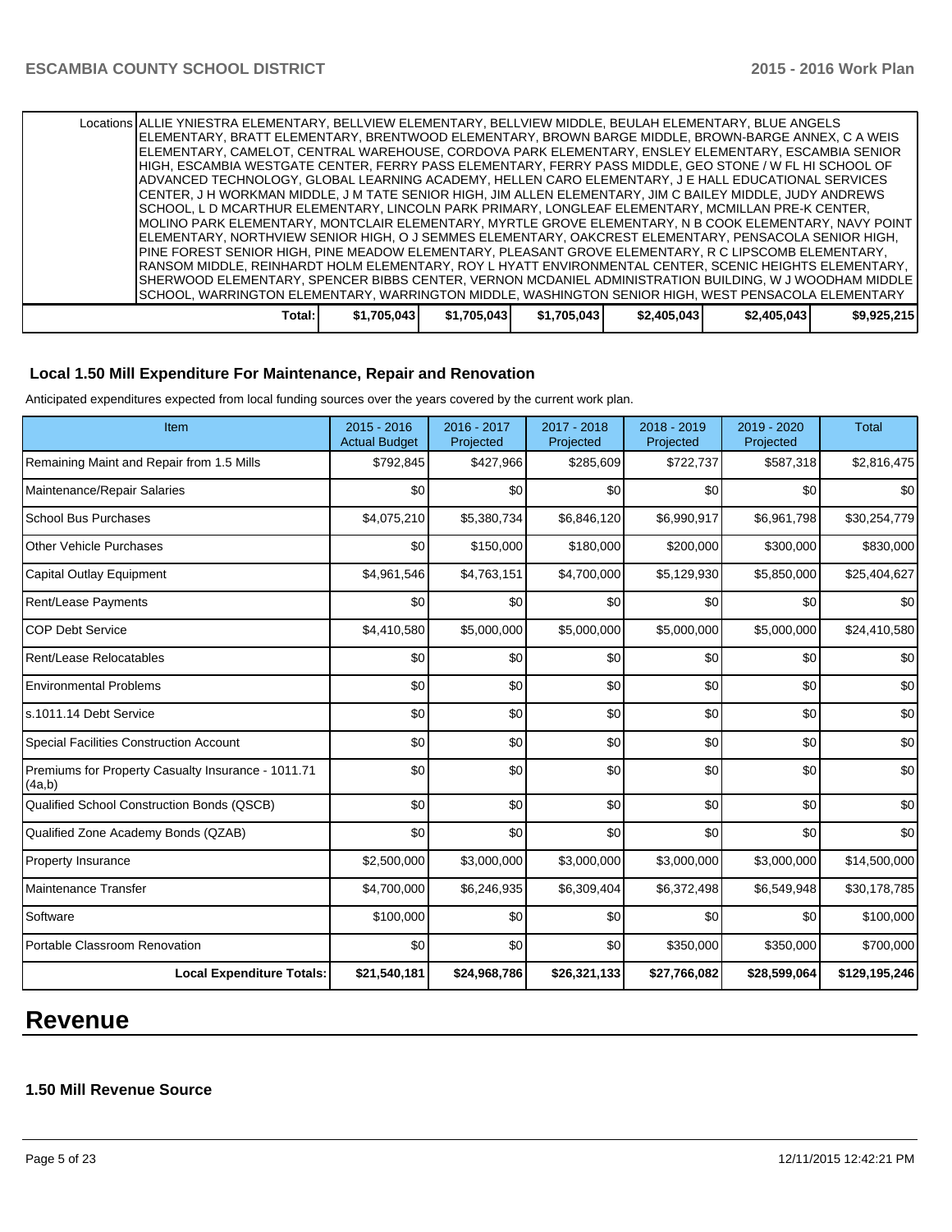| | | | | | | |
|---|---|---|---|---|---|---|
| Locations | ALLIE YNIESTRA ELEMENTARY, BELLVIEW ELEMENTARY, BELLVIEW MIDDLE, BEULAH ELEMENTARY, BLUE ANGELS ELEMENTARY, BRATT ELEMENTARY, BRENTWOOD ELEMENTARY, BROWN BARGE MIDDLE, BROWN-BARGE ANNEX, C A WEIS ELEMENTARY, CAMELOT, CENTRAL WAREHOUSE, CORDOVA PARK ELEMENTARY, ENSLEY ELEMENTARY, ESCAMBIA SENIOR HIGH, ESCAMBIA WESTGATE CENTER, FERRY PASS ELEMENTARY, FERRY PASS MIDDLE, GEO STONE / W FL HI SCHOOL OF ADVANCED TECHNOLOGY, GLOBAL LEARNING ACADEMY, HELLEN CARO ELEMENTARY, J E HALL EDUCATIONAL SERVICES CENTER, J H WORKMAN MIDDLE, J M TATE SENIOR HIGH, JIM ALLEN ELEMENTARY, JIM C BAILEY MIDDLE, JUDY ANDREWS SCHOOL, L D MCARTHUR ELEMENTARY, LINCOLN PARK PRIMARY, LONGLEAF ELEMENTARY, MCMILLAN PRE-K CENTER, MOLINO PARK ELEMENTARY, MONTCLAIR ELEMENTARY, MYRTLE GROVE ELEMENTARY, N B COOK ELEMENTARY, NAVY POINT ELEMENTARY, NORTHVIEW SENIOR HIGH, O J SEMMES ELEMENTARY, OAKCREST ELEMENTARY, PENSACOLA SENIOR HIGH, PINE FOREST SENIOR HIGH, PINE MEADOW ELEMENTARY, PLEASANT GROVE ELEMENTARY, R C LIPSCOMB ELEMENTARY, RANSOM MIDDLE, REINHARDT HOLM ELEMENTARY, ROY L HYATT ENVIRONMENTAL CENTER, SCENIC HEIGHTS ELEMENTARY, SHERWOOD ELEMENTARY, SPENCER BIBBS CENTER, VERNON MCDANIEL ADMINISTRATION BUILDING, W J WOODHAM MIDDLE SCHOOL, WARRINGTON ELEMENTARY, WARRINGTON MIDDLE, WASHINGTON SENIOR HIGH, WEST PENSACOLA ELEMENTARY | | | | | |
| Total: | $1,705,043 | $1,705,043 | $1,705,043 | $2,405,043 | $2,405,043 | $9,925,215 |

### Local 1.50 Mill Expenditure For Maintenance, Repair and Renovation

Anticipated expenditures expected from local funding sources over the years covered by the current work plan.

| Item | 2015 - 2016 Actual Budget | 2016 - 2017 Projected | 2017 - 2018 Projected | 2018 - 2019 Projected | 2019 - 2020 Projected | Total |
|---|---|---|---|---|---|---|
| Remaining Maint and Repair from 1.5 Mills | $792,845 | $427,966 | $285,609 | $722,737 | $587,318 | $2,816,475 |
| Maintenance/Repair Salaries | $0 | $0 | $0 | $0 | $0 | $0 |
| School Bus Purchases | $4,075,210 | $5,380,734 | $6,846,120 | $6,990,917 | $6,961,798 | $30,254,779 |
| Other Vehicle Purchases | $0 | $150,000 | $180,000 | $200,000 | $300,000 | $830,000 |
| Capital Outlay Equipment | $4,961,546 | $4,763,151 | $4,700,000 | $5,129,930 | $5,850,000 | $25,404,627 |
| Rent/Lease Payments | $0 | $0 | $0 | $0 | $0 | $0 |
| COP Debt Service | $4,410,580 | $5,000,000 | $5,000,000 | $5,000,000 | $5,000,000 | $24,410,580 |
| Rent/Lease Relocatables | $0 | $0 | $0 | $0 | $0 | $0 |
| Environmental Problems | $0 | $0 | $0 | $0 | $0 | $0 |
| s.1011.14 Debt Service | $0 | $0 | $0 | $0 | $0 | $0 |
| Special Facilities Construction Account | $0 | $0 | $0 | $0 | $0 | $0 |
| Premiums for Property Casualty Insurance - 1011.71 (4a,b) | $0 | $0 | $0 | $0 | $0 | $0 |
| Qualified School Construction Bonds (QSCB) | $0 | $0 | $0 | $0 | $0 | $0 |
| Qualified Zone Academy Bonds (QZAB) | $0 | $0 | $0 | $0 | $0 | $0 |
| Property Insurance | $2,500,000 | $3,000,000 | $3,000,000 | $3,000,000 | $3,000,000 | $14,500,000 |
| Maintenance Transfer | $4,700,000 | $6,246,935 | $6,309,404 | $6,372,498 | $6,549,948 | $30,178,785 |
| Software | $100,000 | $0 | $0 | $0 | $0 | $100,000 |
| Portable Classroom Renovation | $0 | $0 | $0 | $350,000 | $350,000 | $700,000 |
| **Local Expenditure Totals:** | **$21,540,181** | **$24,968,786** | **$26,321,133** | **$27,766,082** | **$28,599,064** | **$129,195,246** |

# Revenue

### 1.50 Mill Revenue Source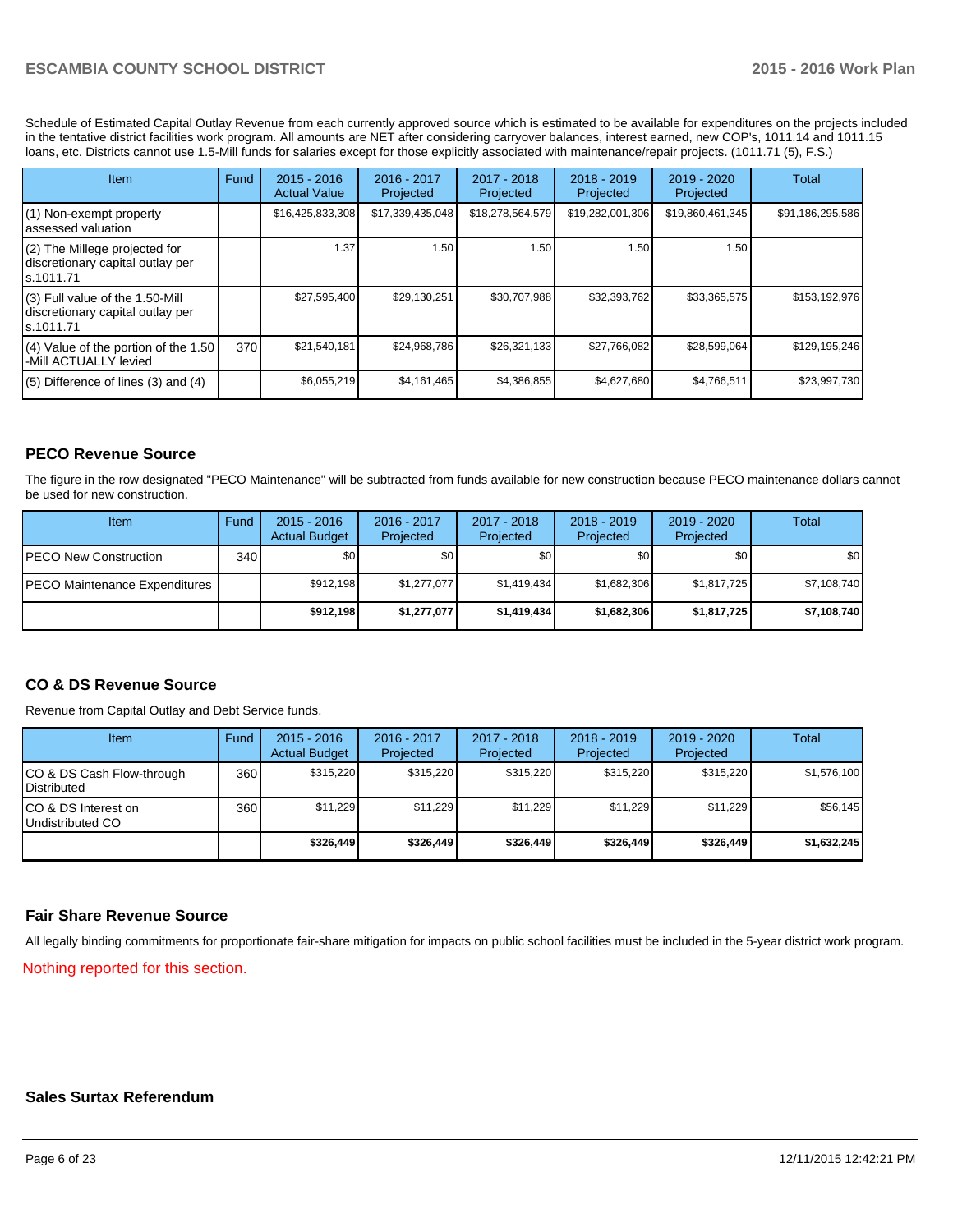Schedule of Estimated Capital Outlay Revenue from each currently approved source which is estimated to be available for expenditures on the projects included in the tentative district facilities work program. All amounts are NET after considering carryover balances, interest earned, new COP's, 1011.14 and 1011.15 loans, etc. Districts cannot use 1.5-Mill funds for salaries except for those explicitly associated with maintenance/repair projects. (1011.71 (5), F.S.)

| Item | Fund | 2015 - 2016 Actual Value | 2016 - 2017 Projected | 2017 - 2018 Projected | 2018 - 2019 Projected | 2019 - 2020 Projected | Total |
|---|---|---|---|---|---|---|---|
| (1) Non-exempt property assessed valuation | | $16,425,833,308 | $17,339,435,048 | $18,278,564,579 | $19,282,001,306 | $19,860,461,345 | $91,186,295,586 |
| (2) The Millege projected for discretionary capital outlay per s.1011.71 | | 1.37 | 1.50 | 1.50 | 1.50 | 1.50 | |
| (3) Full value of the 1.50-Mill discretionary capital outlay per s.1011.71 | | $27,595,400 | $29,130,251 | $30,707,988 | $32,393,762 | $33,365,575 | $153,192,976 |
| (4) Value of the portion of the 1.50 -Mill ACTUALLY levied | 370 | $21,540,181 | $24,968,786 | $26,321,133 | $27,766,082 | $28,599,064 | $129,195,246 |
| (5) Difference of lines (3) and (4) | | $6,055,219 | $4,161,465 | $4,386,855 | $4,627,680 | $4,766,511 | $23,997,730 |

## PECO Revenue Source

The figure in the row designated "PECO Maintenance" will be subtracted from funds available for new construction because PECO maintenance dollars cannot be used for new construction.

| Item | Fund | 2015 - 2016 Actual Budget | 2016 - 2017 Projected | 2017 - 2018 Projected | 2018 - 2019 Projected | 2019 - 2020 Projected | Total |
|---|---|---|---|---|---|---|---|
| PECO New Construction | 340 | $0 | $0 | $0 | $0 | $0 | $0 |
| PECO Maintenance Expenditures | | $912,198 | $1,277,077 | $1,419,434 | $1,682,306 | $1,817,725 | $7,108,740 |
| | | **$912,198** | **$1,277,077** | **$1,419,434** | **$1,682,306** | **$1,817,725** | **$7,108,740** |

## CO & DS Revenue Source

Revenue from Capital Outlay and Debt Service funds.

| Item | Fund | 2015 - 2016 Actual Budget | 2016 - 2017 Projected | 2017 - 2018 Projected | 2018 - 2019 Projected | 2019 - 2020 Projected | Total |
|---|---|---|---|---|---|---|---|
| CO & DS Cash Flow-through Distributed | 360 | $315,220 | $315,220 | $315,220 | $315,220 | $315,220 | $1,576,100 |
| CO & DS Interest on Undistributed CO | 360 | $11,229 | $11,229 | $11,229 | $11,229 | $11,229 | $56,145 |
| | | **$326,449** | **$326,449** | **$326,449** | **$326,449** | **$326,449** | **$1,632,245** |

## Fair Share Revenue Source

All legally binding commitments for proportionate fair-share mitigation for impacts on public school facilities must be included in the 5-year district work program.

Nothing reported for this section.

## Sales Surtax Referendum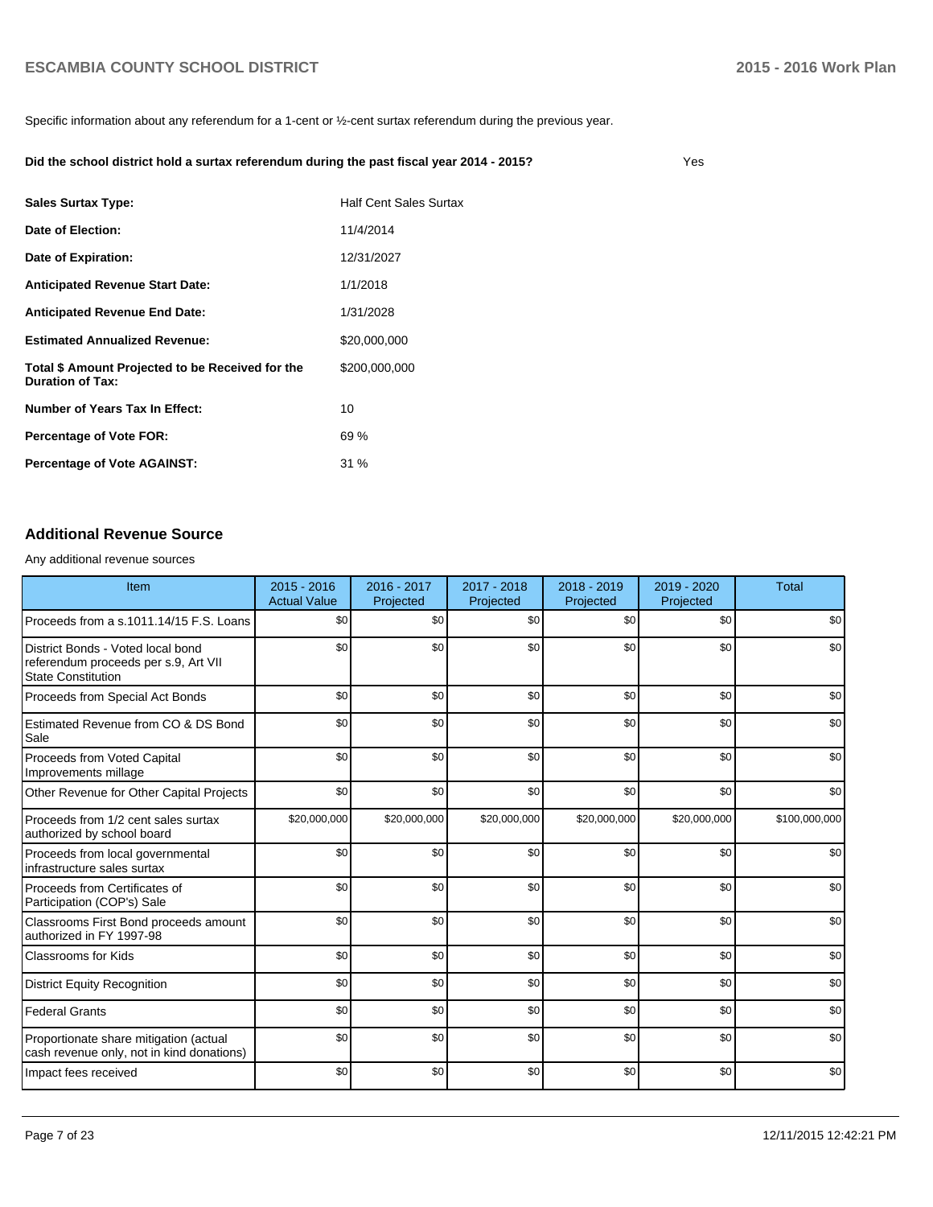Specific information about any referendum for a 1-cent or ½-cent surtax referendum during the previous year.

**Did the school district hold a surtax referendum during the past fiscal year 2014 - 2015?** Yes

| | |
|---|---|
| **Sales Surtax Type:** | Half Cent Sales Surtax |
| **Date of Election:** | 11/4/2014 |
| **Date of Expiration:** | 12/31/2027 |
| **Anticipated Revenue Start Date:** | 1/1/2018 |
| **Anticipated Revenue End Date:** | 1/31/2028 |
| **Estimated Annualized Revenue:** | $20,000,000 |
| **Total $ Amount Projected to be Received for the Duration of Tax:** | $200,000,000 |
| **Number of Years Tax In Effect:** | 10 |
| **Percentage of Vote FOR:** | 69 % |
| **Percentage of Vote AGAINST:** | 31 % |

## Additional Revenue Source

Any additional revenue sources

| Item | 2015 - 2016 Actual Value | 2016 - 2017 Projected | 2017 - 2018 Projected | 2018 - 2019 Projected | 2019 - 2020 Projected | Total |
|---|---|---|---|---|---|---|
| Proceeds from a s.1011.14/15 F.S. Loans | $0 | $0 | $0 | $0 | $0 | $0 |
| District Bonds - Voted local bond referendum proceeds per s.9, Art VII State Constitution | $0 | $0 | $0 | $0 | $0 | $0 |
| Proceeds from Special Act Bonds | $0 | $0 | $0 | $0 | $0 | $0 |
| Estimated Revenue from CO & DS Bond Sale | $0 | $0 | $0 | $0 | $0 | $0 |
| Proceeds from Voted Capital Improvements millage | $0 | $0 | $0 | $0 | $0 | $0 |
| Other Revenue for Other Capital Projects | $0 | $0 | $0 | $0 | $0 | $0 |
| Proceeds from 1/2 cent sales surtax authorized by school board | $20,000,000 | $20,000,000 | $20,000,000 | $20,000,000 | $20,000,000 | $100,000,000 |
| Proceeds from local governmental infrastructure sales surtax | $0 | $0 | $0 | $0 | $0 | $0 |
| Proceeds from Certificates of Participation (COP's) Sale | $0 | $0 | $0 | $0 | $0 | $0 |
| Classrooms First Bond proceeds amount authorized in FY 1997-98 | $0 | $0 | $0 | $0 | $0 | $0 |
| Classrooms for Kids | $0 | $0 | $0 | $0 | $0 | $0 |
| District Equity Recognition | $0 | $0 | $0 | $0 | $0 | $0 |
| Federal Grants | $0 | $0 | $0 | $0 | $0 | $0 |
| Proportionate share mitigation (actual cash revenue only, not in kind donations) | $0 | $0 | $0 | $0 | $0 | $0 |
| Impact fees received | $0 | $0 | $0 | $0 | $0 | $0 |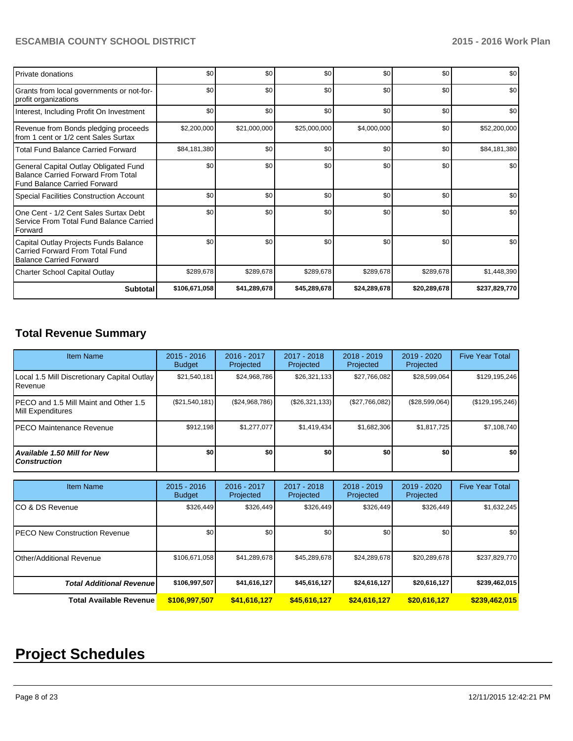| | | | | | | |
|---|---|---|---|---|---|---|
| Private donations | $0 | $0 | $0 | $0 | $0 | $0 |
| Grants from local governments or not-for-profit organizations | $0 | $0 | $0 | $0 | $0 | $0 |
| Interest, Including Profit On Investment | $0 | $0 | $0 | $0 | $0 | $0 |
| Revenue from Bonds pledging proceeds from 1 cent or 1/2 cent Sales Surtax | $2,200,000 | $21,000,000 | $25,000,000 | $4,000,000 | $0 | $52,200,000 |
| Total Fund Balance Carried Forward | $84,181,380 | $0 | $0 | $0 | $0 | $84,181,380 |
| General Capital Outlay Obligated Fund Balance Carried Forward From Total Fund Balance Carried Forward | $0 | $0 | $0 | $0 | $0 | $0 |
| Special Facilities Construction Account | $0 | $0 | $0 | $0 | $0 | $0 |
| One Cent - 1/2 Cent Sales Surtax Debt Service From Total Fund Balance Carried Forward | $0 | $0 | $0 | $0 | $0 | $0 |
| Capital Outlay Projects Funds Balance Carried Forward From Total Fund Balance Carried Forward | $0 | $0 | $0 | $0 | $0 | $0 |
| Charter School Capital Outlay | $289,678 | $289,678 | $289,678 | $289,678 | $289,678 | $1,448,390 |
| **Subtotal** | **$106,671,058** | **$41,289,678** | **$45,289,678** | **$24,289,678** | **$20,289,678** | **$237,829,770** |

## Total Revenue Summary

| Item Name | 2015 - 2016 Budget | 2016 - 2017 Projected | 2017 - 2018 Projected | 2018 - 2019 Projected | 2019 - 2020 Projected | Five Year Total |
|---|---|---|---|---|---|---|
| Local 1.5 Mill Discretionary Capital Outlay Revenue | $21,540,181 | $24,968,786 | $26,321,133 | $27,766,082 | $28,599,064 | $129,195,246 |
| PECO and 1.5 Mill Maint and Other 1.5 Mill Expenditures | ($21,540,181) | ($24,968,786) | ($26,321,133) | ($27,766,082) | ($28,599,064) | ($129,195,246) |
| PECO Maintenance Revenue | $912,198 | $1,277,077 | $1,419,434 | $1,682,306 | $1,817,725 | $7,108,740 |
| ***Available 1.50 Mill for New Construction*** | **$0** | **$0** | **$0** | **$0** | **$0** | **$0** |

| Item Name | 2015 - 2016 Budget | 2016 - 2017 Projected | 2017 - 2018 Projected | 2018 - 2019 Projected | 2019 - 2020 Projected | Five Year Total |
|---|---|---|---|---|---|---|
| CO & DS Revenue | $326,449 | $326,449 | $326,449 | $326,449 | $326,449 | $1,632,245 |
| PECO New Construction Revenue | $0 | $0 | $0 | $0 | $0 | $0 |
| Other/Additional Revenue | $106,671,058 | $41,289,678 | $45,289,678 | $24,289,678 | $20,289,678 | $237,829,770 |
| ***Total Additional Revenue*** | **$106,997,507** | **$41,616,127** | **$45,616,127** | **$24,616,127** | **$20,616,127** | **$239,462,015** |
| **Total Available Revenue** | **$106,997,507** | **$41,616,127** | **$45,616,127** | **$24,616,127** | **$20,616,127** | **$239,462,015** |

# Project Schedules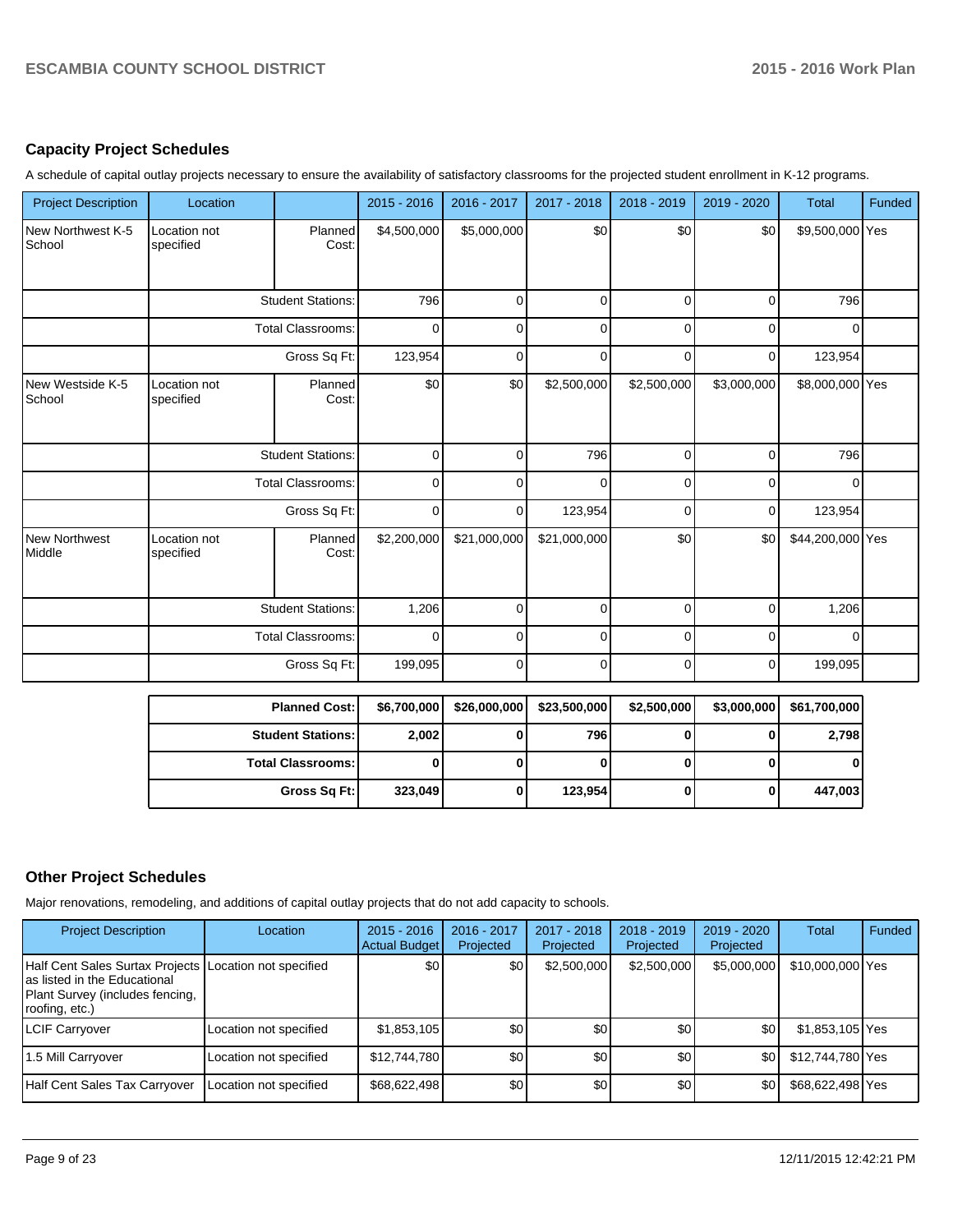## Capacity Project Schedules

A schedule of capital outlay projects necessary to ensure the availability of satisfactory classrooms for the projected student enrollment in K-12 programs.

| Project Description | Location | | 2015 - 2016 | 2016 - 2017 | 2017 - 2018 | 2018 - 2019 | 2019 - 2020 | Total | Funded |
|---|---|---|---|---|---|---|---|---|---|
| New Northwest K-5 School | Location not specified | Planned Cost: | $4,500,000 | $5,000,000 | $0 | $0 | $0 | $9,500,000 | Yes |
| | | Student Stations: | 796 | 0 | 0 | 0 | 0 | 796 | |
| | | Total Classrooms: | 0 | 0 | 0 | 0 | 0 | 0 | |
| | | Gross Sq Ft: | 123,954 | 0 | 0 | 0 | 0 | 123,954 | |
| New Westside K-5 School | Location not specified | Planned Cost: | $0 | $0 | $2,500,000 | $2,500,000 | $3,000,000 | $8,000,000 | Yes |
| | | Student Stations: | 0 | 0 | 796 | 0 | 0 | 796 | |
| | | Total Classrooms: | 0 | 0 | 0 | 0 | 0 | 0 | |
| | | Gross Sq Ft: | 0 | 0 | 123,954 | 0 | 0 | 123,954 | |
| New Northwest Middle | Location not specified | Planned Cost: | $2,200,000 | $21,000,000 | $21,000,000 | $0 | $0 | $44,200,000 | Yes |
| | | Student Stations: | 1,206 | 0 | 0 | 0 | 0 | 1,206 | |
| | | Total Classrooms: | 0 | 0 | 0 | 0 | 0 | 0 | |
| | | Gross Sq Ft: | 199,095 | 0 | 0 | 0 | 0 | 199,095 | |

| | 2015 - 2016 | 2016 - 2017 | 2017 - 2018 | 2018 - 2019 | 2019 - 2020 | Total |
|---|---|---|---|---|---|---|
| **Planned Cost:** | **$6,700,000** | **$26,000,000** | **$23,500,000** | **$2,500,000** | **$3,000,000** | **$61,700,000** |
| **Student Stations:** | **2,002** | **0** | **796** | **0** | **0** | **2,798** |
| **Total Classrooms:** | **0** | **0** | **0** | **0** | **0** | **0** |
| **Gross Sq Ft:** | **323,049** | **0** | **123,954** | **0** | **0** | **447,003** |

## Other Project Schedules

Major renovations, remodeling, and additions of capital outlay projects that do not add capacity to schools.

| Project Description | Location | 2015 - 2016 Actual Budget | 2016 - 2017 Projected | 2017 - 2018 Projected | 2018 - 2019 Projected | 2019 - 2020 Projected | Total | Funded |
|---|---|---|---|---|---|---|---|---|
| Half Cent Sales Surtax Projects as listed in the Educational Plant Survey (includes fencing, roofing, etc.) | Location not specified | $0 | $0 | $2,500,000 | $2,500,000 | $5,000,000 | $10,000,000 | Yes |
| LCIF Carryover | Location not specified | $1,853,105 | $0 | $0 | $0 | $0 | $1,853,105 | Yes |
| 1.5 Mill Carryover | Location not specified | $12,744,780 | $0 | $0 | $0 | $0 | $12,744,780 | Yes |
| Half Cent Sales Tax Carryover | Location not specified | $68,622,498 | $0 | $0 | $0 | $0 | $68,622,498 | Yes |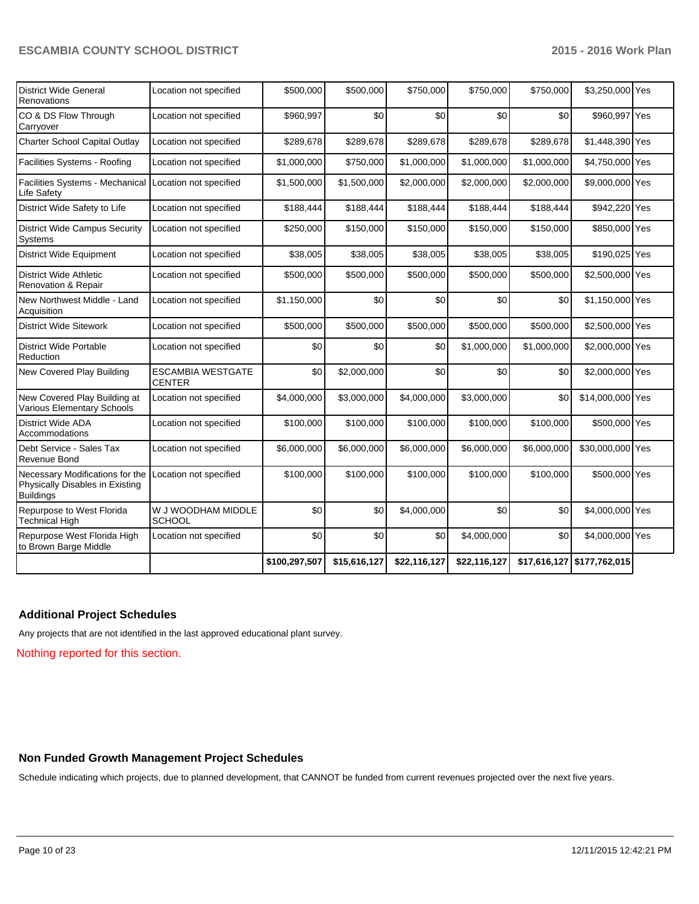| | | | | | | | | |
|---|---|---|---|---|---|---|---|---|
| District Wide General Renovations | Location not specified | $500,000 | $500,000 | $750,000 | $750,000 | $750,000 | $3,250,000 | Yes |
| CO & DS Flow Through Carryover | Location not specified | $960,997 | $0 | $0 | $0 | $0 | $960,997 | Yes |
| Charter School Capital Outlay | Location not specified | $289,678 | $289,678 | $289,678 | $289,678 | $289,678 | $1,448,390 | Yes |
| Facilities Systems - Roofing | Location not specified | $1,000,000 | $750,000 | $1,000,000 | $1,000,000 | $1,000,000 | $4,750,000 | Yes |
| Facilities Systems - Mechanical Life Safety | Location not specified | $1,500,000 | $1,500,000 | $2,000,000 | $2,000,000 | $2,000,000 | $9,000,000 | Yes |
| District Wide Safety to Life | Location not specified | $188,444 | $188,444 | $188,444 | $188,444 | $188,444 | $942,220 | Yes |
| District Wide Campus Security Systems | Location not specified | $250,000 | $150,000 | $150,000 | $150,000 | $150,000 | $850,000 | Yes |
| District Wide Equipment | Location not specified | $38,005 | $38,005 | $38,005 | $38,005 | $38,005 | $190,025 | Yes |
| District Wide Athletic Renovation & Repair | Location not specified | $500,000 | $500,000 | $500,000 | $500,000 | $500,000 | $2,500,000 | Yes |
| New Northwest Middle - Land Acquisition | Location not specified | $1,150,000 | $0 | $0 | $0 | $0 | $1,150,000 | Yes |
| District Wide Sitework | Location not specified | $500,000 | $500,000 | $500,000 | $500,000 | $500,000 | $2,500,000 | Yes |
| District Wide Portable Reduction | Location not specified | $0 | $0 | $0 | $1,000,000 | $1,000,000 | $2,000,000 | Yes |
| New Covered Play Building | ESCAMBIA WESTGATE CENTER | $0 | $2,000,000 | $0 | $0 | $0 | $2,000,000 | Yes |
| New Covered Play Building at Various Elementary Schools | Location not specified | $4,000,000 | $3,000,000 | $4,000,000 | $3,000,000 | $0 | $14,000,000 | Yes |
| District Wide ADA Accommodations | Location not specified | $100,000 | $100,000 | $100,000 | $100,000 | $100,000 | $500,000 | Yes |
| Debt Service - Sales Tax Revenue Bond | Location not specified | $6,000,000 | $6,000,000 | $6,000,000 | $6,000,000 | $6,000,000 | $30,000,000 | Yes |
| Necessary Modifications for the Physically Disables in Existing Buildings | Location not specified | $100,000 | $100,000 | $100,000 | $100,000 | $100,000 | $500,000 | Yes |
| Repurpose to West Florida Technical High | W J WOODHAM MIDDLE SCHOOL | $0 | $0 | $4,000,000 | $0 | $0 | $4,000,000 | Yes |
| Repurpose West Florida High to Brown Barge Middle | Location not specified | $0 | $0 | $0 | $4,000,000 | $0 | $4,000,000 | Yes |
| | | $100,297,507 | $15,616,127 | $22,116,127 | $22,116,127 | $17,616,127 | $177,762,015 | |

## Additional Project Schedules

Any projects that are not identified in the last approved educational plant survey.

Nothing reported for this section.

## Non Funded Growth Management Project Schedules

Schedule indicating which projects, due to planned development, that CANNOT be funded from current revenues projected over the next five years.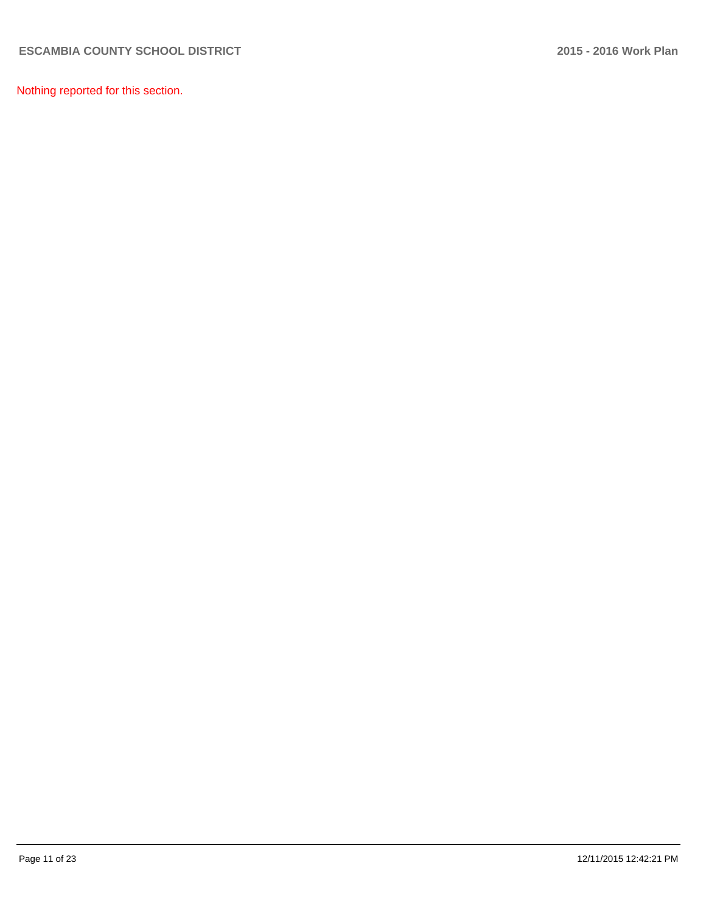Nothing reported for this section.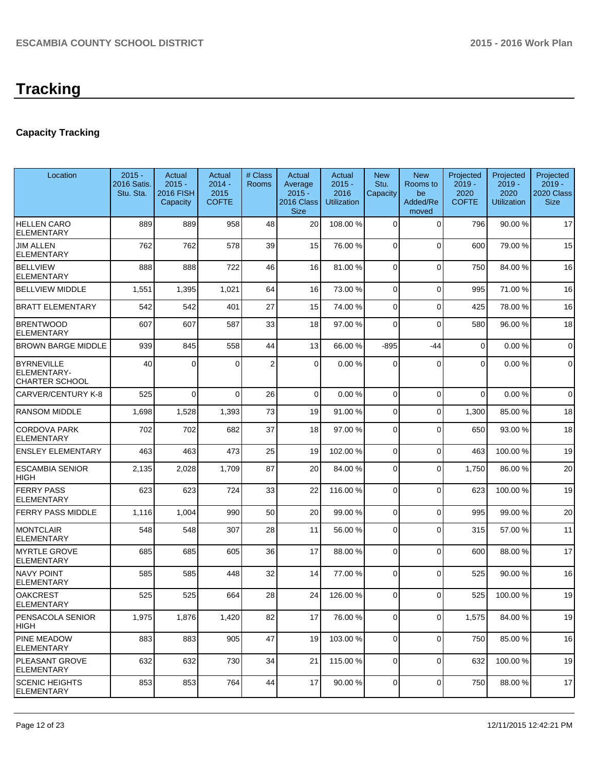# Tracking

## Capacity Tracking

| Location | 2015 - 2016 Satis. Stu. Sta. | Actual 2015 - 2016 FISH Capacity | Actual 2014 - 2015 COFTE | # Class Rooms | Actual Average 2015 - 2016 Class Size | Actual 2015 - 2016 Utilization | New Stu. Capacity | New Rooms to be Added/Removed | Projected 2019 - 2020 COFTE | Projected 2019 - 2020 Utilization | Projected 2019 - 2020 Class Size |
|---|---|---|---|---|---|---|---|---|---|---|---|
| HELLEN CARO ELEMENTARY | 889 | 889 | 958 | 48 | 20 | 108.00 % | 0 | 0 | 796 | 90.00 % | 17 |
| JIM ALLEN ELEMENTARY | 762 | 762 | 578 | 39 | 15 | 76.00 % | 0 | 0 | 600 | 79.00 % | 15 |
| BELLVIEW ELEMENTARY | 888 | 888 | 722 | 46 | 16 | 81.00 % | 0 | 0 | 750 | 84.00 % | 16 |
| BELLVIEW MIDDLE | 1,551 | 1,395 | 1,021 | 64 | 16 | 73.00 % | 0 | 0 | 995 | 71.00 % | 16 |
| BRATT ELEMENTARY | 542 | 542 | 401 | 27 | 15 | 74.00 % | 0 | 0 | 425 | 78.00 % | 16 |
| BRENTWOOD ELEMENTARY | 607 | 607 | 587 | 33 | 18 | 97.00 % | 0 | 0 | 580 | 96.00 % | 18 |
| BROWN BARGE MIDDLE | 939 | 845 | 558 | 44 | 13 | 66.00 % | -895 | -44 | 0 | 0.00 % | 0 |
| BYRNEVILLE ELEMENTARY-CHARTER SCHOOL | 40 | 0 | 0 | 2 | 0 | 0.00 % | 0 | 0 | 0 | 0.00 % | 0 |
| CARVER/CENTURY K-8 | 525 | 0 | 0 | 26 | 0 | 0.00 % | 0 | 0 | 0 | 0.00 % | 0 |
| RANSOM MIDDLE | 1,698 | 1,528 | 1,393 | 73 | 19 | 91.00 % | 0 | 0 | 1,300 | 85.00 % | 18 |
| CORDOVA PARK ELEMENTARY | 702 | 702 | 682 | 37 | 18 | 97.00 % | 0 | 0 | 650 | 93.00 % | 18 |
| ENSLEY ELEMENTARY | 463 | 463 | 473 | 25 | 19 | 102.00 % | 0 | 0 | 463 | 100.00 % | 19 |
| ESCAMBIA SENIOR HIGH | 2,135 | 2,028 | 1,709 | 87 | 20 | 84.00 % | 0 | 0 | 1,750 | 86.00 % | 20 |
| FERRY PASS ELEMENTARY | 623 | 623 | 724 | 33 | 22 | 116.00 % | 0 | 0 | 623 | 100.00 % | 19 |
| FERRY PASS MIDDLE | 1,116 | 1,004 | 990 | 50 | 20 | 99.00 % | 0 | 0 | 995 | 99.00 % | 20 |
| MONTCLAIR ELEMENTARY | 548 | 548 | 307 | 28 | 11 | 56.00 % | 0 | 0 | 315 | 57.00 % | 11 |
| MYRTLE GROVE ELEMENTARY | 685 | 685 | 605 | 36 | 17 | 88.00 % | 0 | 0 | 600 | 88.00 % | 17 |
| NAVY POINT ELEMENTARY | 585 | 585 | 448 | 32 | 14 | 77.00 % | 0 | 0 | 525 | 90.00 % | 16 |
| OAKCREST ELEMENTARY | 525 | 525 | 664 | 28 | 24 | 126.00 % | 0 | 0 | 525 | 100.00 % | 19 |
| PENSACOLA SENIOR HIGH | 1,975 | 1,876 | 1,420 | 82 | 17 | 76.00 % | 0 | 0 | 1,575 | 84.00 % | 19 |
| PINE MEADOW ELEMENTARY | 883 | 883 | 905 | 47 | 19 | 103.00 % | 0 | 0 | 750 | 85.00 % | 16 |
| PLEASANT GROVE ELEMENTARY | 632 | 632 | 730 | 34 | 21 | 115.00 % | 0 | 0 | 632 | 100.00 % | 19 |
| SCENIC HEIGHTS ELEMENTARY | 853 | 853 | 764 | 44 | 17 | 90.00 % | 0 | 0 | 750 | 88.00 % | 17 |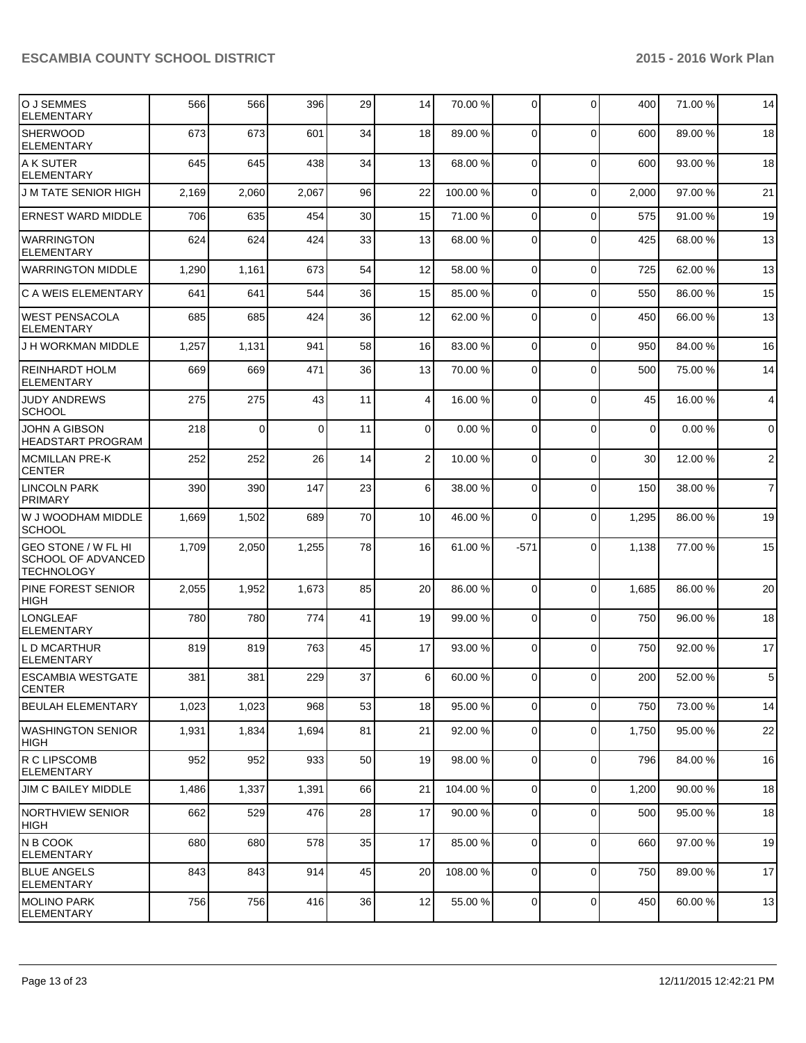| | | | | | | | | | | | |
|---|---|---|---|---|---|---|---|---|---|---|---|
| O J SEMMES ELEMENTARY | 566 | 566 | 396 | 29 | 14 | 70.00 % | 0 | 0 | 400 | 71.00 % | 14 |
| SHERWOOD ELEMENTARY | 673 | 673 | 601 | 34 | 18 | 89.00 % | 0 | 0 | 600 | 89.00 % | 18 |
| A K SUTER ELEMENTARY | 645 | 645 | 438 | 34 | 13 | 68.00 % | 0 | 0 | 600 | 93.00 % | 18 |
| J M TATE SENIOR HIGH | 2,169 | 2,060 | 2,067 | 96 | 22 | 100.00 % | 0 | 0 | 2,000 | 97.00 % | 21 |
| ERNEST WARD MIDDLE | 706 | 635 | 454 | 30 | 15 | 71.00 % | 0 | 0 | 575 | 91.00 % | 19 |
| WARRINGTON ELEMENTARY | 624 | 624 | 424 | 33 | 13 | 68.00 % | 0 | 0 | 425 | 68.00 % | 13 |
| WARRINGTON MIDDLE | 1,290 | 1,161 | 673 | 54 | 12 | 58.00 % | 0 | 0 | 725 | 62.00 % | 13 |
| C A WEIS ELEMENTARY | 641 | 641 | 544 | 36 | 15 | 85.00 % | 0 | 0 | 550 | 86.00 % | 15 |
| WEST PENSACOLA ELEMENTARY | 685 | 685 | 424 | 36 | 12 | 62.00 % | 0 | 0 | 450 | 66.00 % | 13 |
| J H WORKMAN MIDDLE | 1,257 | 1,131 | 941 | 58 | 16 | 83.00 % | 0 | 0 | 950 | 84.00 % | 16 |
| REINHARDT HOLM ELEMENTARY | 669 | 669 | 471 | 36 | 13 | 70.00 % | 0 | 0 | 500 | 75.00 % | 14 |
| JUDY ANDREWS SCHOOL | 275 | 275 | 43 | 11 | 4 | 16.00 % | 0 | 0 | 45 | 16.00 % | 4 |
| JOHN A GIBSON HEADSTART PROGRAM | 218 | 0 | 0 | 11 | 0 | 0.00 % | 0 | 0 | 0 | 0.00 % | 0 |
| MCMILLAN PRE-K CENTER | 252 | 252 | 26 | 14 | 2 | 10.00 % | 0 | 0 | 30 | 12.00 % | 2 |
| LINCOLN PARK PRIMARY | 390 | 390 | 147 | 23 | 6 | 38.00 % | 0 | 0 | 150 | 38.00 % | 7 |
| W J WOODHAM MIDDLE SCHOOL | 1,669 | 1,502 | 689 | 70 | 10 | 46.00 % | 0 | 0 | 1,295 | 86.00 % | 19 |
| GEO STONE / W FL HI SCHOOL OF ADVANCED TECHNOLOGY | 1,709 | 2,050 | 1,255 | 78 | 16 | 61.00 % | -571 | 0 | 1,138 | 77.00 % | 15 |
| PINE FOREST SENIOR HIGH | 2,055 | 1,952 | 1,673 | 85 | 20 | 86.00 % | 0 | 0 | 1,685 | 86.00 % | 20 |
| LONGLEAF ELEMENTARY | 780 | 780 | 774 | 41 | 19 | 99.00 % | 0 | 0 | 750 | 96.00 % | 18 |
| L D MCARTHUR ELEMENTARY | 819 | 819 | 763 | 45 | 17 | 93.00 % | 0 | 0 | 750 | 92.00 % | 17 |
| ESCAMBIA WESTGATE CENTER | 381 | 381 | 229 | 37 | 6 | 60.00 % | 0 | 0 | 200 | 52.00 % | 5 |
| BEULAH ELEMENTARY | 1,023 | 1,023 | 968 | 53 | 18 | 95.00 % | 0 | 0 | 750 | 73.00 % | 14 |
| WASHINGTON SENIOR HIGH | 1,931 | 1,834 | 1,694 | 81 | 21 | 92.00 % | 0 | 0 | 1,750 | 95.00 % | 22 |
| R C LIPSCOMB ELEMENTARY | 952 | 952 | 933 | 50 | 19 | 98.00 % | 0 | 0 | 796 | 84.00 % | 16 |
| JIM C BAILEY MIDDLE | 1,486 | 1,337 | 1,391 | 66 | 21 | 104.00 % | 0 | 0 | 1,200 | 90.00 % | 18 |
| NORTHVIEW SENIOR HIGH | 662 | 529 | 476 | 28 | 17 | 90.00 % | 0 | 0 | 500 | 95.00 % | 18 |
| N B COOK ELEMENTARY | 680 | 680 | 578 | 35 | 17 | 85.00 % | 0 | 0 | 660 | 97.00 % | 19 |
| BLUE ANGELS ELEMENTARY | 843 | 843 | 914 | 45 | 20 | 108.00 % | 0 | 0 | 750 | 89.00 % | 17 |
| MOLINO PARK ELEMENTARY | 756 | 756 | 416 | 36 | 12 | 55.00 % | 0 | 0 | 450 | 60.00 % | 13 |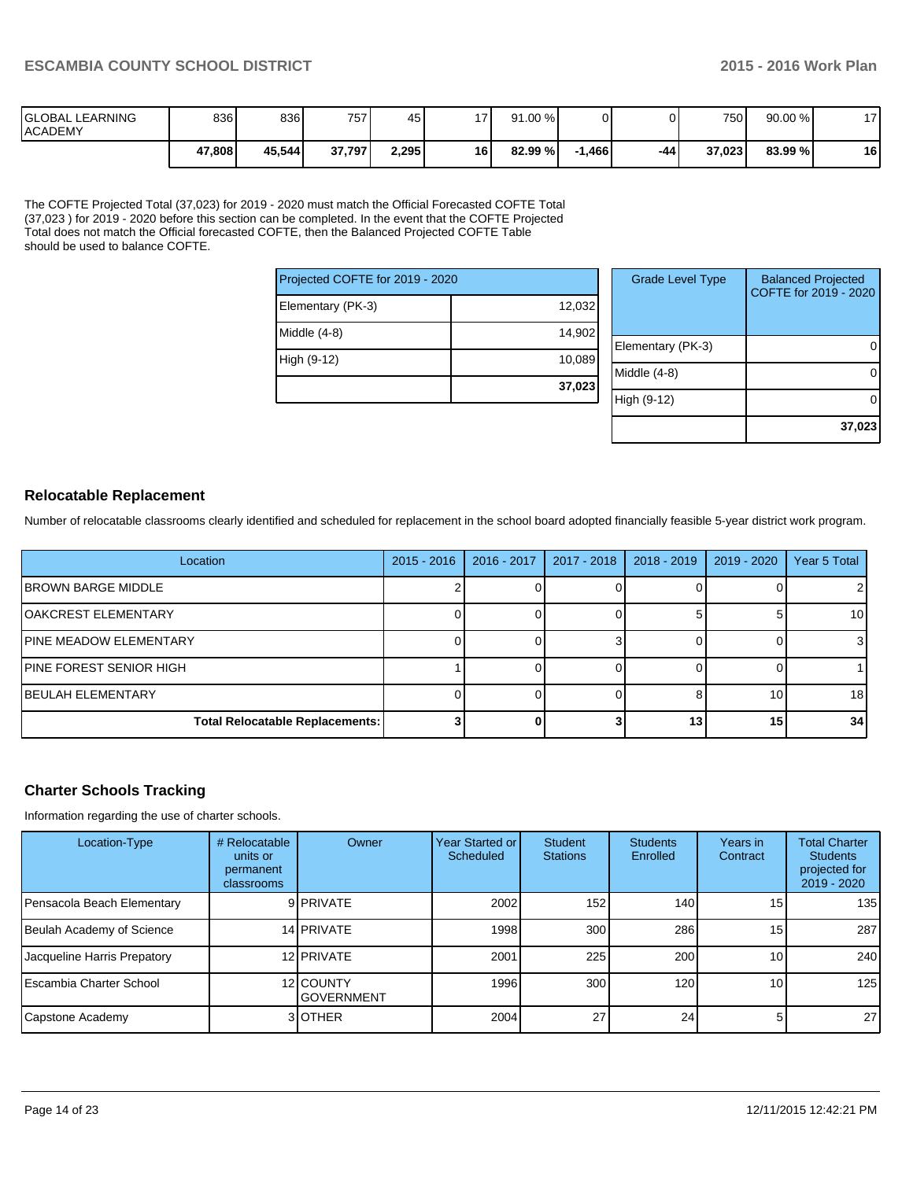| | | | | | | | | | | |
|---|---|---|---|---|---|---|---|---|---|---|
| GLOBAL LEARNING ACADEMY | 836 | 836 | 757 | 45 | 17 | 91.00 % | 0 | 0 | 750 | 90.00 % | 17 |
| | **47,808** | **45,544** | **37,797** | **2,295** | **16** | **82.99 %** | **-1,466** | **-44** | **37,023** | **83.99 %** | **16** |

The COFTE Projected Total (37,023) for 2019 - 2020 must match the Official Forecasted COFTE Total (37,023 ) for 2019 - 2020 before this section can be completed. In the event that the COFTE Projected Total does not match the Official forecasted COFTE, then the Balanced Projected COFTE Table should be used to balance COFTE.

| Projected COFTE for 2019 - 2020 | |
|---|---|
| Elementary (PK-3) | 12,032 |
| Middle (4-8) | 14,902 |
| High (9-12) | 10,089 |
| | **37,023** |

| Grade Level Type | Balanced Projected COFTE for 2019 - 2020 |
|---|---|
| Elementary (PK-3) | 0 |
| Middle (4-8) | 0 |
| High (9-12) | 0 |
| | **37,023** |

## Relocatable Replacement

Number of relocatable classrooms clearly identified and scheduled for replacement in the school board adopted financially feasible 5-year district work program.

| Location | 2015 - 2016 | 2016 - 2017 | 2017 - 2018 | 2018 - 2019 | 2019 - 2020 | Year 5 Total |
|---|---|---|---|---|---|---|
| BROWN BARGE MIDDLE | 2 | 0 | 0 | 0 | 0 | 2 |
| OAKCREST ELEMENTARY | 0 | 0 | 0 | 5 | 5 | 10 |
| PINE MEADOW ELEMENTARY | 0 | 0 | 3 | 0 | 0 | 3 |
| PINE FOREST SENIOR HIGH | 1 | 0 | 0 | 0 | 0 | 1 |
| BEULAH ELEMENTARY | 0 | 0 | 0 | 8 | 10 | 18 |
| **Total Relocatable Replacements:** | **3** | **0** | **3** | **13** | **15** | **34** |

## Charter Schools Tracking

Information regarding the use of charter schools.

| Location-Type | # Relocatable units or permanent classrooms | Owner | Year Started or Scheduled | Student Stations | Students Enrolled | Years in Contract | Total Charter Students projected for 2019 - 2020 |
|---|---|---|---|---|---|---|---|
| Pensacola Beach Elementary | 9 | PRIVATE | 2002 | 152 | 140 | 15 | 135 |
| Beulah Academy of Science | 14 | PRIVATE | 1998 | 300 | 286 | 15 | 287 |
| Jacqueline Harris Prepatory | 12 | PRIVATE | 2001 | 225 | 200 | 10 | 240 |
| Escambia Charter School | 12 | COUNTY GOVERNMENT | 1996 | 300 | 120 | 10 | 125 |
| Capstone Academy | 3 | OTHER | 2004 | 27 | 24 | 5 | 27 |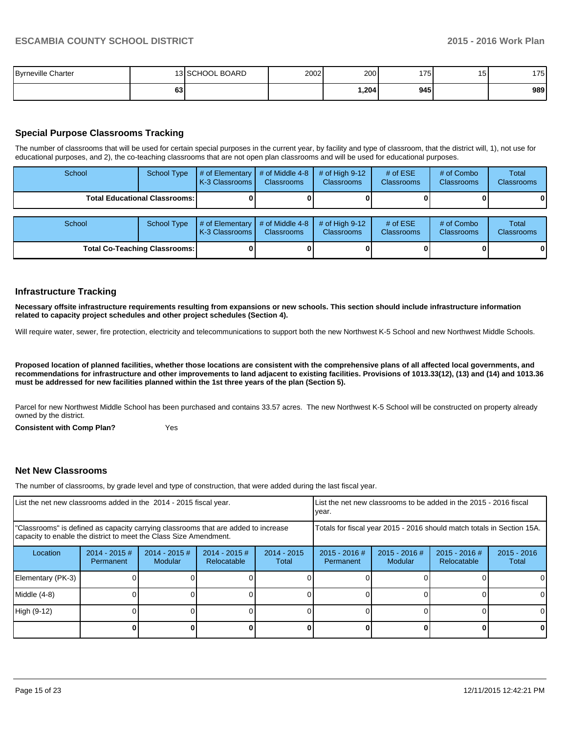| | | | | | | | |
|---|---|---|---|---|---|---|---|
| Byrneville Charter | 13 | SCHOOL BOARD | 2002 | 200 | 175 | 15 | 175 |
| | **63** | | | **1,204** | **945** | | **989** |

## Special Purpose Classrooms Tracking

The number of classrooms that will be used for certain special purposes in the current year, by facility and type of classroom, that the district will, 1), not use for educational purposes, and 2), the co-teaching classrooms that are not open plan classrooms and will be used for educational purposes.

| School | School Type | # of Elementary K-3 Classrooms | # of Middle 4-8 Classrooms | # of High 9-12 Classrooms | # of ESE Classrooms | # of Combo Classrooms | Total Classrooms |
|---|---|---|---|---|---|---|---|
| **Total Educational Classrooms:** | | **0** | **0** | **0** | **0** | **0** | **0** |

| School | School Type | # of Elementary K-3 Classrooms | # of Middle 4-8 Classrooms | # of High 9-12 Classrooms | # of ESE Classrooms | # of Combo Classrooms | Total Classrooms |
|---|---|---|---|---|---|---|---|
| **Total Co-Teaching Classrooms:** | | **0** | **0** | **0** | **0** | **0** | **0** |

## Infrastructure Tracking

**Necessary offsite infrastructure requirements resulting from expansions or new schools. This section should include infrastructure information related to capacity project schedules and other project schedules (Section 4).**

Will require water, sewer, fire protection, electricity and telecommunications to support both the new Northwest K-5 School and new Northwest Middle Schools.

**Proposed location of planned facilities, whether those locations are consistent with the comprehensive plans of all affected local governments, and recommendations for infrastructure and other improvements to land adjacent to existing facilities. Provisions of 1013.33(12), (13) and (14) and 1013.36 must be addressed for new facilities planned within the 1st three years of the plan (Section 5).**

Parcel for new Northwest Middle School has been purchased and contains 33.57 acres. The new Northwest K-5 School will be constructed on property already owned by the district.

**Consistent with Comp Plan?** Yes

## Net New Classrooms

The number of classrooms, by grade level and type of construction, that were added during the last fiscal year.

| List the net new classrooms added in the 2014 - 2015 fiscal year. | | | | | List the net new classrooms to be added in the 2015 - 2016 fiscal year. | | | |
|---|---|---|---|---|---|---|---|---|
| "Classrooms" is defined as capacity carrying classrooms that are added to increase capacity to enable the district to meet the Class Size Amendment. | | | | | Totals for fiscal year 2015 - 2016 should match totals in Section 15A. | | | |
| Location | 2014 - 2015 # Permanent | 2014 - 2015 # Modular | 2014 - 2015 # Relocatable | 2014 - 2015 Total | 2015 - 2016 # Permanent | 2015 - 2016 # Modular | 2015 - 2016 # Relocatable | 2015 - 2016 Total |
| Elementary (PK-3) | 0 | 0 | 0 | 0 | 0 | 0 | 0 | 0 |
| Middle (4-8) | 0 | 0 | 0 | 0 | 0 | 0 | 0 | 0 |
| High (9-12) | 0 | 0 | 0 | 0 | 0 | 0 | 0 | 0 |
| | **0** | **0** | **0** | **0** | **0** | **0** | **0** | **0** |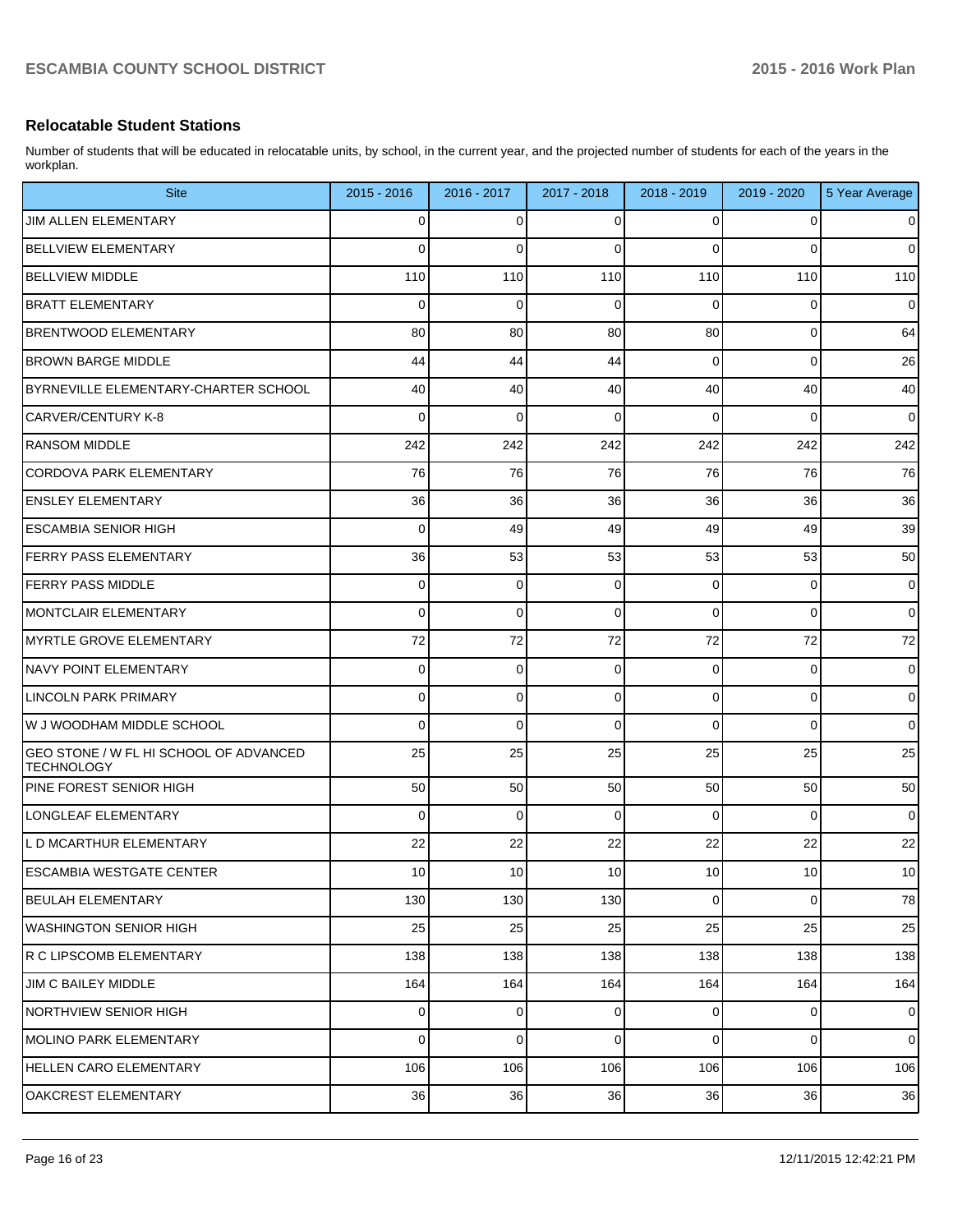## Relocatable Student Stations

Number of students that will be educated in relocatable units, by school, in the current year, and the projected number of students for each of the years in the workplan.

| Site | 2015 - 2016 | 2016 - 2017 | 2017 - 2018 | 2018 - 2019 | 2019 - 2020 | 5 Year Average |
|---|---|---|---|---|---|---|
| JIM ALLEN ELEMENTARY | 0 | 0 | 0 | 0 | 0 | 0 |
| BELLVIEW ELEMENTARY | 0 | 0 | 0 | 0 | 0 | 0 |
| BELLVIEW MIDDLE | 110 | 110 | 110 | 110 | 110 | 110 |
| BRATT ELEMENTARY | 0 | 0 | 0 | 0 | 0 | 0 |
| BRENTWOOD ELEMENTARY | 80 | 80 | 80 | 80 | 0 | 64 |
| BROWN BARGE MIDDLE | 44 | 44 | 44 | 0 | 0 | 26 |
| BYRNEVILLE ELEMENTARY-CHARTER SCHOOL | 40 | 40 | 40 | 40 | 40 | 40 |
| CARVER/CENTURY K-8 | 0 | 0 | 0 | 0 | 0 | 0 |
| RANSOM MIDDLE | 242 | 242 | 242 | 242 | 242 | 242 |
| CORDOVA PARK ELEMENTARY | 76 | 76 | 76 | 76 | 76 | 76 |
| ENSLEY ELEMENTARY | 36 | 36 | 36 | 36 | 36 | 36 |
| ESCAMBIA SENIOR HIGH | 0 | 49 | 49 | 49 | 49 | 39 |
| FERRY PASS ELEMENTARY | 36 | 53 | 53 | 53 | 53 | 50 |
| FERRY PASS MIDDLE | 0 | 0 | 0 | 0 | 0 | 0 |
| MONTCLAIR ELEMENTARY | 0 | 0 | 0 | 0 | 0 | 0 |
| MYRTLE GROVE ELEMENTARY | 72 | 72 | 72 | 72 | 72 | 72 |
| NAVY POINT ELEMENTARY | 0 | 0 | 0 | 0 | 0 | 0 |
| LINCOLN PARK PRIMARY | 0 | 0 | 0 | 0 | 0 | 0 |
| W J WOODHAM MIDDLE SCHOOL | 0 | 0 | 0 | 0 | 0 | 0 |
| GEO STONE / W FL HI SCHOOL OF ADVANCED TECHNOLOGY | 25 | 25 | 25 | 25 | 25 | 25 |
| PINE FOREST SENIOR HIGH | 50 | 50 | 50 | 50 | 50 | 50 |
| LONGLEAF ELEMENTARY | 0 | 0 | 0 | 0 | 0 | 0 |
| L D MCARTHUR ELEMENTARY | 22 | 22 | 22 | 22 | 22 | 22 |
| ESCAMBIA WESTGATE CENTER | 10 | 10 | 10 | 10 | 10 | 10 |
| BEULAH ELEMENTARY | 130 | 130 | 130 | 0 | 0 | 78 |
| WASHINGTON SENIOR HIGH | 25 | 25 | 25 | 25 | 25 | 25 |
| R C LIPSCOMB ELEMENTARY | 138 | 138 | 138 | 138 | 138 | 138 |
| JIM C BAILEY MIDDLE | 164 | 164 | 164 | 164 | 164 | 164 |
| NORTHVIEW SENIOR HIGH | 0 | 0 | 0 | 0 | 0 | 0 |
| MOLINO PARK ELEMENTARY | 0 | 0 | 0 | 0 | 0 | 0 |
| HELLEN CARO ELEMENTARY | 106 | 106 | 106 | 106 | 106 | 106 |
| OAKCREST ELEMENTARY | 36 | 36 | 36 | 36 | 36 | 36 |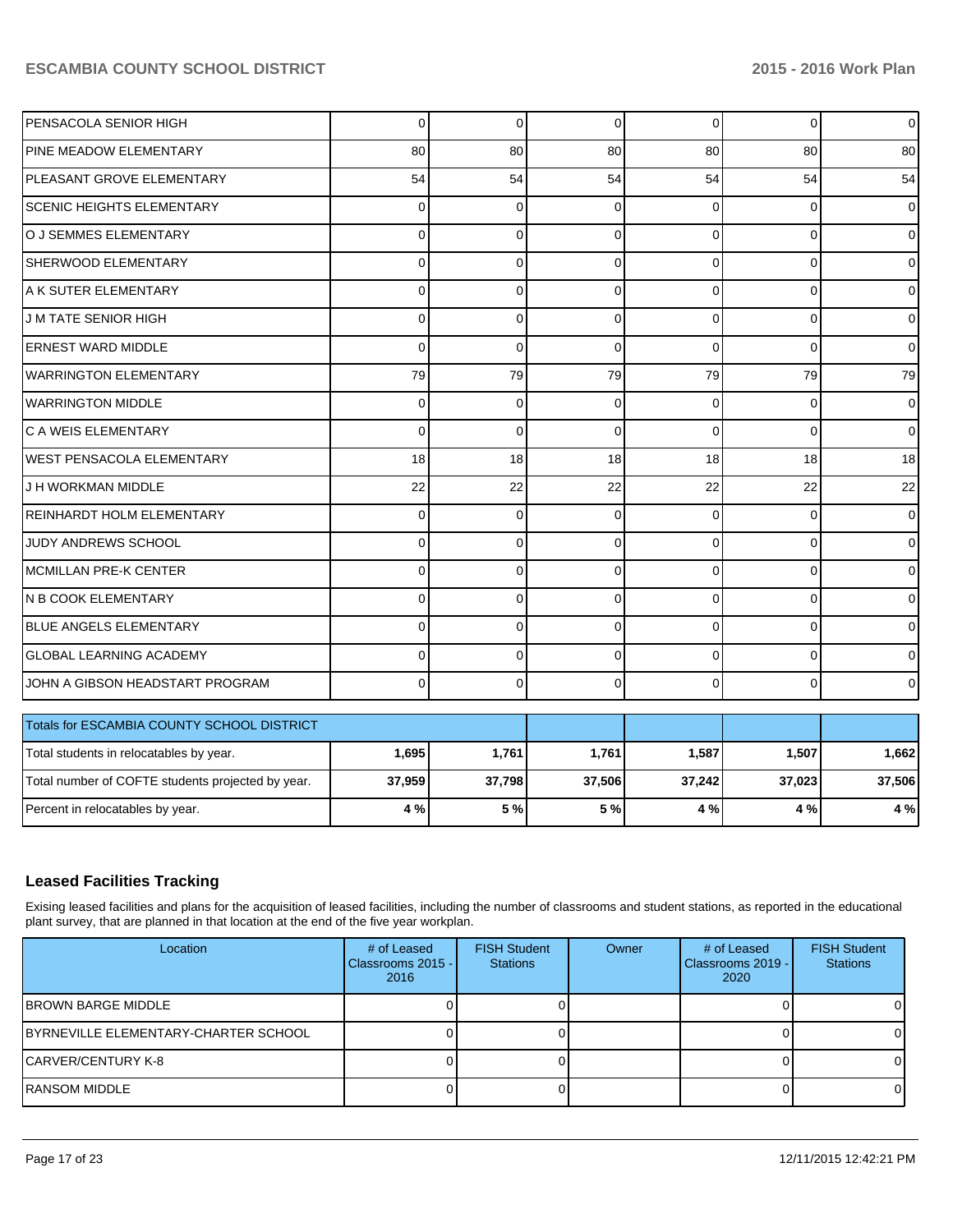| PENSACOLA SENIOR HIGH | 0 | 0 | 0 | 0 | 0 | 0 |
|---|---|---|---|---|---|---|
| PINE MEADOW ELEMENTARY | 80 | 80 | 80 | 80 | 80 | 80 |
| PLEASANT GROVE ELEMENTARY | 54 | 54 | 54 | 54 | 54 | 54 |
| SCENIC HEIGHTS ELEMENTARY | 0 | 0 | 0 | 0 | 0 | 0 |
| O J SEMMES ELEMENTARY | 0 | 0 | 0 | 0 | 0 | 0 |
| SHERWOOD ELEMENTARY | 0 | 0 | 0 | 0 | 0 | 0 |
| A K SUTER ELEMENTARY | 0 | 0 | 0 | 0 | 0 | 0 |
| J M TATE SENIOR HIGH | 0 | 0 | 0 | 0 | 0 | 0 |
| ERNEST WARD MIDDLE | 0 | 0 | 0 | 0 | 0 | 0 |
| WARRINGTON ELEMENTARY | 79 | 79 | 79 | 79 | 79 | 79 |
| WARRINGTON MIDDLE | 0 | 0 | 0 | 0 | 0 | 0 |
| C A WEIS ELEMENTARY | 0 | 0 | 0 | 0 | 0 | 0 |
| WEST PENSACOLA ELEMENTARY | 18 | 18 | 18 | 18 | 18 | 18 |
| J H WORKMAN MIDDLE | 22 | 22 | 22 | 22 | 22 | 22 |
| REINHARDT HOLM ELEMENTARY | 0 | 0 | 0 | 0 | 0 | 0 |
| JUDY ANDREWS SCHOOL | 0 | 0 | 0 | 0 | 0 | 0 |
| MCMILLAN PRE-K CENTER | 0 | 0 | 0 | 0 | 0 | 0 |
| N B COOK ELEMENTARY | 0 | 0 | 0 | 0 | 0 | 0 |
| BLUE ANGELS ELEMENTARY | 0 | 0 | 0 | 0 | 0 | 0 |
| GLOBAL LEARNING ACADEMY | 0 | 0 | 0 | 0 | 0 | 0 |
| JOHN A GIBSON HEADSTART PROGRAM | 0 | 0 | 0 | 0 | 0 | 0 |

| Totals for ESCAMBIA COUNTY SCHOOL DISTRICT | | | | | | |
|---|---|---|---|---|---|---|
| Total students in relocatables by year. | **1,695** | **1,761** | **1,761** | **1,587** | **1,507** | **1,662** |
| Total number of COFTE students projected by year. | **37,959** | **37,798** | **37,506** | **37,242** | **37,023** | **37,506** |
| Percent in relocatables by year. | **4 %** | **5 %** | **5 %** | **4 %** | **4 %** | **4 %** |

## Leased Facilities Tracking

Exising leased facilities and plans for the acquisition of leased facilities, including the number of classrooms and student stations, as reported in the educational plant survey, that are planned in that location at the end of the five year workplan.

| Location | # of Leased Classrooms 2015 - 2016 | FISH Student Stations | Owner | # of Leased Classrooms 2019 - 2020 | FISH Student Stations |
|---|---|---|---|---|---|
| BROWN BARGE MIDDLE | 0 | 0 | | 0 | 0 |
| BYRNEVILLE ELEMENTARY-CHARTER SCHOOL | 0 | 0 | | 0 | 0 |
| CARVER/CENTURY K-8 | 0 | 0 | | 0 | 0 |
| RANSOM MIDDLE | 0 | 0 | | 0 | 0 |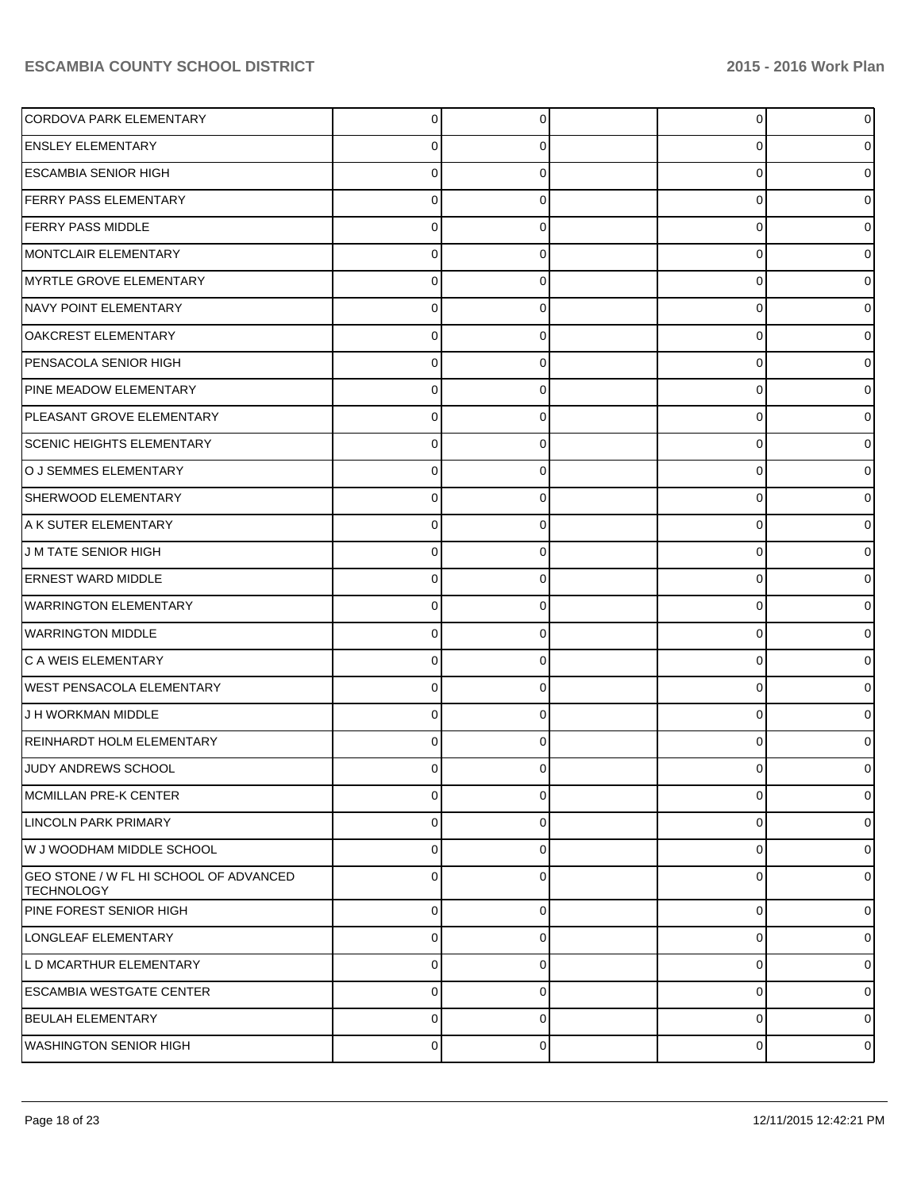| | | | | | |
|---|---|---|---|---|---|
| CORDOVA PARK ELEMENTARY | 0 | 0 | | 0 | 0 |
| ENSLEY ELEMENTARY | 0 | 0 | | 0 | 0 |
| ESCAMBIA SENIOR HIGH | 0 | 0 | | 0 | 0 |
| FERRY PASS ELEMENTARY | 0 | 0 | | 0 | 0 |
| FERRY PASS MIDDLE | 0 | 0 | | 0 | 0 |
| MONTCLAIR ELEMENTARY | 0 | 0 | | 0 | 0 |
| MYRTLE GROVE ELEMENTARY | 0 | 0 | | 0 | 0 |
| NAVY POINT ELEMENTARY | 0 | 0 | | 0 | 0 |
| OAKCREST ELEMENTARY | 0 | 0 | | 0 | 0 |
| PENSACOLA SENIOR HIGH | 0 | 0 | | 0 | 0 |
| PINE MEADOW ELEMENTARY | 0 | 0 | | 0 | 0 |
| PLEASANT GROVE ELEMENTARY | 0 | 0 | | 0 | 0 |
| SCENIC HEIGHTS ELEMENTARY | 0 | 0 | | 0 | 0 |
| O J SEMMES ELEMENTARY | 0 | 0 | | 0 | 0 |
| SHERWOOD ELEMENTARY | 0 | 0 | | 0 | 0 |
| A K SUTER ELEMENTARY | 0 | 0 | | 0 | 0 |
| J M TATE SENIOR HIGH | 0 | 0 | | 0 | 0 |
| ERNEST WARD MIDDLE | 0 | 0 | | 0 | 0 |
| WARRINGTON ELEMENTARY | 0 | 0 | | 0 | 0 |
| WARRINGTON MIDDLE | 0 | 0 | | 0 | 0 |
| C A WEIS ELEMENTARY | 0 | 0 | | 0 | 0 |
| WEST PENSACOLA ELEMENTARY | 0 | 0 | | 0 | 0 |
| J H WORKMAN MIDDLE | 0 | 0 | | 0 | 0 |
| REINHARDT HOLM ELEMENTARY | 0 | 0 | | 0 | 0 |
| JUDY ANDREWS SCHOOL | 0 | 0 | | 0 | 0 |
| MCMILLAN PRE-K CENTER | 0 | 0 | | 0 | 0 |
| LINCOLN PARK PRIMARY | 0 | 0 | | 0 | 0 |
| W J WOODHAM MIDDLE SCHOOL | 0 | 0 | | 0 | 0 |
| GEO STONE / W FL HI SCHOOL OF ADVANCED TECHNOLOGY | 0 | 0 | | 0 | 0 |
| PINE FOREST SENIOR HIGH | 0 | 0 | | 0 | 0 |
| LONGLEAF ELEMENTARY | 0 | 0 | | 0 | 0 |
| L D MCARTHUR ELEMENTARY | 0 | 0 | | 0 | 0 |
| ESCAMBIA WESTGATE CENTER | 0 | 0 | | 0 | 0 |
| BEULAH ELEMENTARY | 0 | 0 | | 0 | 0 |
| WASHINGTON SENIOR HIGH | 0 | 0 | | 0 | 0 |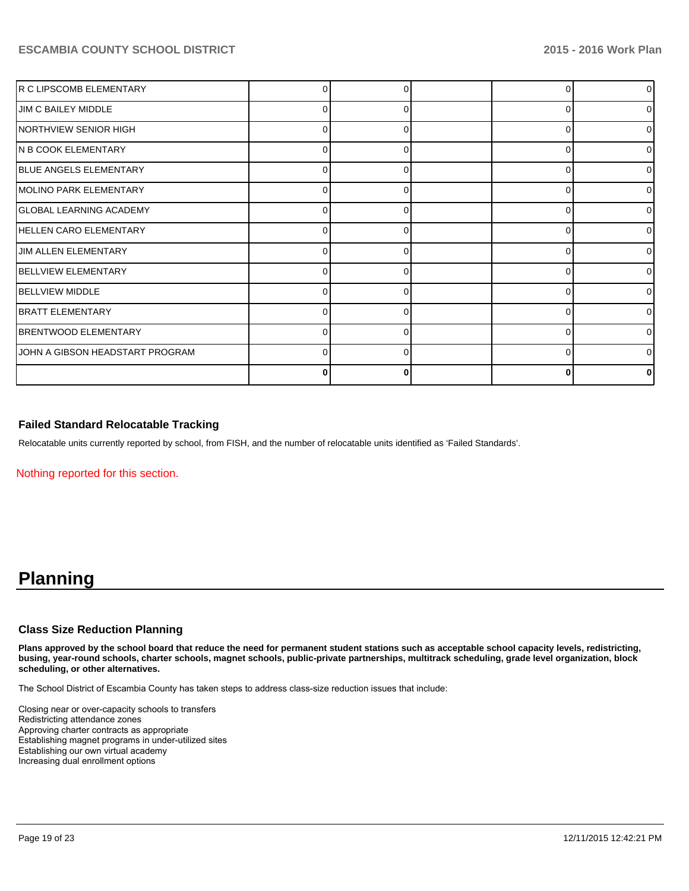| | | | | | |
|---|---|---|---|---|---|
| R C LIPSCOMB ELEMENTARY | 0 | 0 | | 0 | 0 |
| JIM C BAILEY MIDDLE | 0 | 0 | | 0 | 0 |
| NORTHVIEW SENIOR HIGH | 0 | 0 | | 0 | 0 |
| N B COOK ELEMENTARY | 0 | 0 | | 0 | 0 |
| BLUE ANGELS ELEMENTARY | 0 | 0 | | 0 | 0 |
| MOLINO PARK ELEMENTARY | 0 | 0 | | 0 | 0 |
| GLOBAL LEARNING ACADEMY | 0 | 0 | | 0 | 0 |
| HELLEN CARO ELEMENTARY | 0 | 0 | | 0 | 0 |
| JIM ALLEN ELEMENTARY | 0 | 0 | | 0 | 0 |
| BELLVIEW ELEMENTARY | 0 | 0 | | 0 | 0 |
| BELLVIEW MIDDLE | 0 | 0 | | 0 | 0 |
| BRATT ELEMENTARY | 0 | 0 | | 0 | 0 |
| BRENTWOOD ELEMENTARY | 0 | 0 | | 0 | 0 |
| JOHN A GIBSON HEADSTART PROGRAM | 0 | 0 | | 0 | 0 |
| | **0** | **0** | | **0** | **0** |

### Failed Standard Relocatable Tracking

Relocatable units currently reported by school, from FISH, and the number of relocatable units identified as 'Failed Standards'.

Nothing reported for this section.

# Planning

### Class Size Reduction Planning

**Plans approved by the school board that reduce the need for permanent student stations such as acceptable school capacity levels, redistricting, busing, year-round schools, charter schools, magnet schools, public-private partnerships, multitrack scheduling, grade level organization, block scheduling, or other alternatives.**

The School District of Escambia County has taken steps to address class-size reduction issues that include:

Closing near or over-capacity schools to transfers
Redistricting attendance zones
Approving charter contracts as appropriate
Establishing magnet programs in under-utilized sites
Establishing our own virtual academy
Increasing dual enrollment options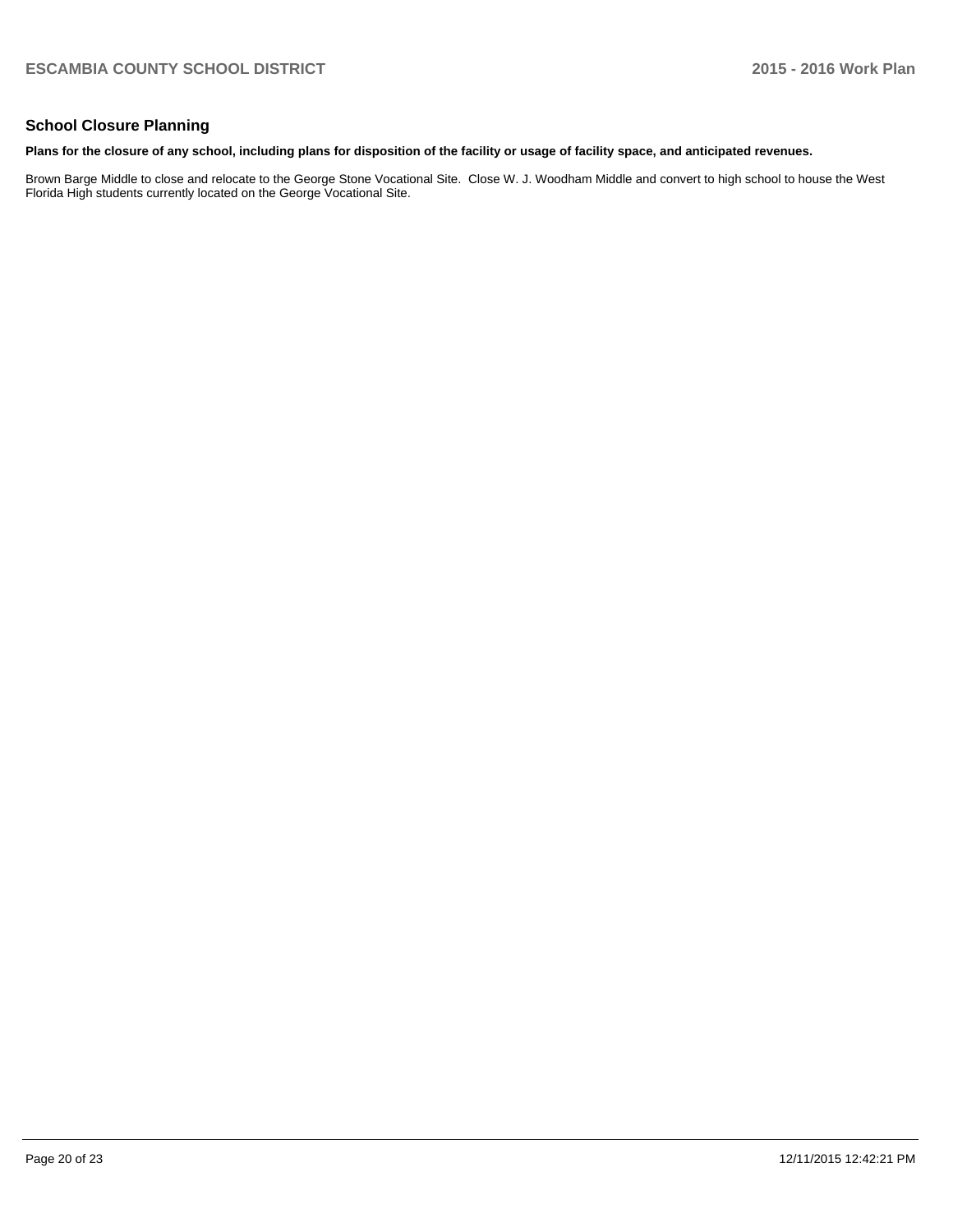## School Closure Planning

**Plans for the closure of any school, including plans for disposition of the facility or usage of facility space, and anticipated revenues.**

Brown Barge Middle to close and relocate to the George Stone Vocational Site. Close W. J. Woodham Middle and convert to high school to house the West Florida High students currently located on the George Vocational Site.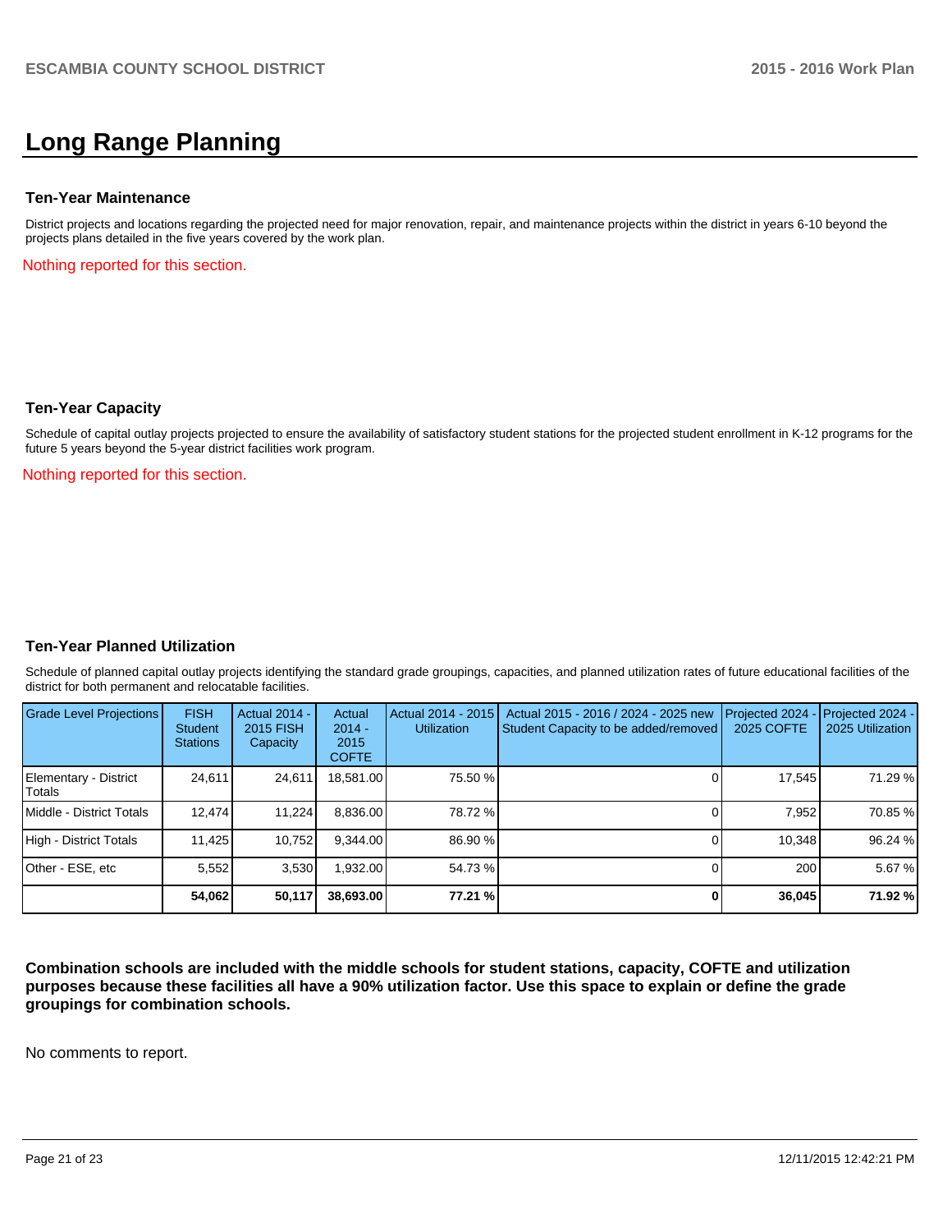# Long Range Planning

### Ten-Year Maintenance

District projects and locations regarding the projected need for major renovation, repair, and maintenance projects within the district in years 6-10 beyond the projects plans detailed in the five years covered by the work plan.

Nothing reported for this section.

### Ten-Year Capacity

Schedule of capital outlay projects projected to ensure the availability of satisfactory student stations for the projected student enrollment in K-12 programs for the future 5 years beyond the 5-year district facilities work program.

Nothing reported for this section.

### Ten-Year Planned Utilization

Schedule of planned capital outlay projects identifying the standard grade groupings, capacities, and planned utilization rates of future educational facilities of the district for both permanent and relocatable facilities.

| Grade Level Projections | FISH Student Stations | Actual 2014 - 2015 FISH Capacity | Actual 2014 - 2015 COFTE | Actual 2014 - 2015 Utilization | Actual 2015 - 2016 / 2024 - 2025 new Student Capacity to be added/removed | Projected 2024 - 2025 COFTE | Projected 2024 - 2025 Utilization |
|---|---|---|---|---|---|---|---|
| Elementary - District Totals | 24,611 | 24,611 | 18,581.00 | 75.50 % | 0 | 17,545 | 71.29 % |
| Middle - District Totals | 12,474 | 11,224 | 8,836.00 | 78.72 % | 0 | 7,952 | 70.85 % |
| High - District Totals | 11,425 | 10,752 | 9,344.00 | 86.90 % | 0 | 10,348 | 96.24 % |
| Other - ESE, etc | 5,552 | 3,530 | 1,932.00 | 54.73 % | 0 | 200 | 5.67 % |
| | **54,062** | **50,117** | **38,693.00** | **77.21 %** | **0** | **36,045** | **71.92 %** |

**Combination schools are included with the middle schools for student stations, capacity, COFTE and utilization purposes because these facilities all have a 90% utilization factor. Use this space to explain or define the grade groupings for combination schools.**

No comments to report.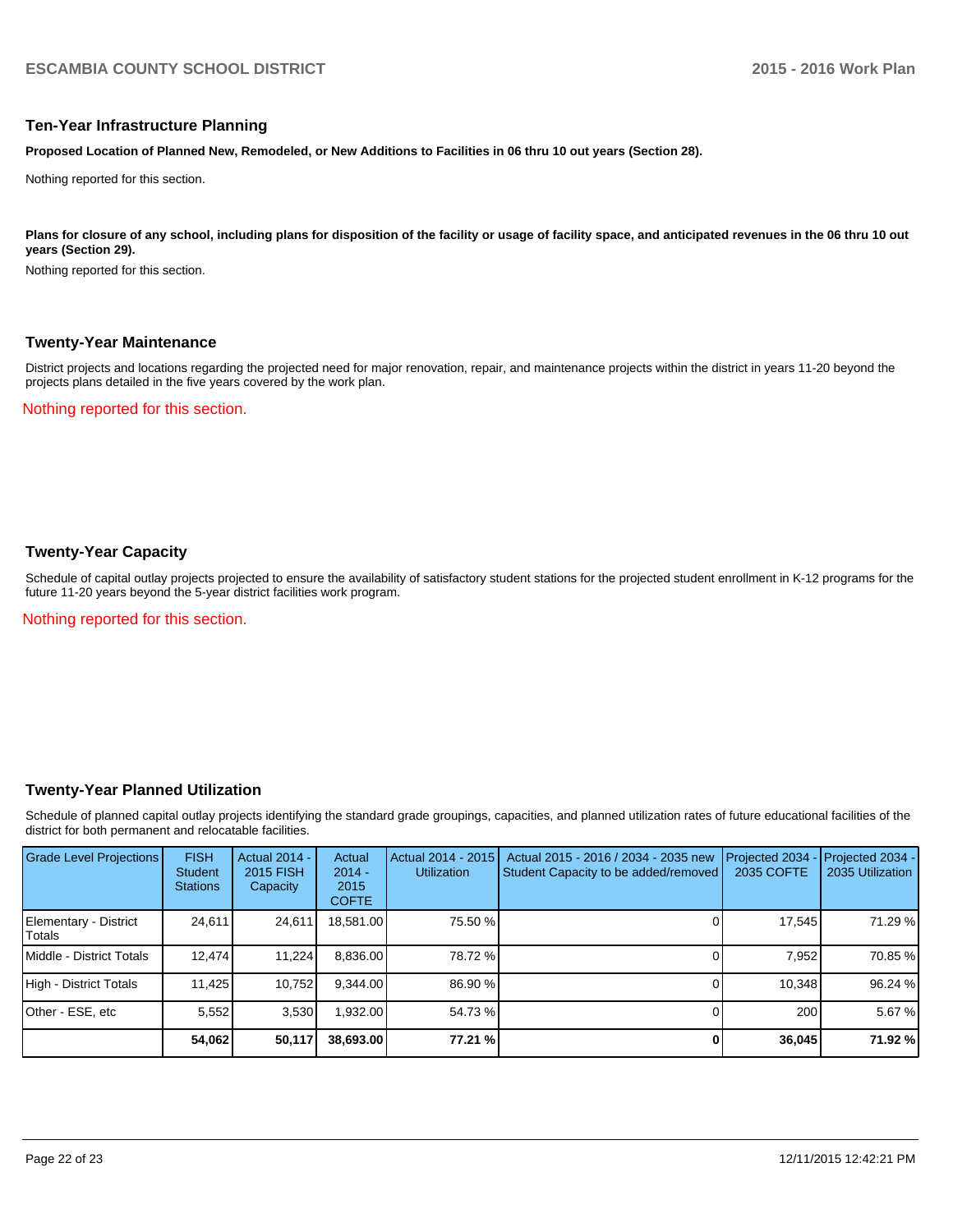## Ten-Year Infrastructure Planning

**Proposed Location of Planned New, Remodeled, or New Additions to Facilities in 06 thru 10 out years (Section 28).**

Nothing reported for this section.

**Plans for closure of any school, including plans for disposition of the facility or usage of facility space, and anticipated revenues in the 06 thru 10 out years (Section 29).**

Nothing reported for this section.

## Twenty-Year Maintenance

District projects and locations regarding the projected need for major renovation, repair, and maintenance projects within the district in years 11-20 beyond the projects plans detailed in the five years covered by the work plan.

Nothing reported for this section.

## Twenty-Year Capacity

Schedule of capital outlay projects projected to ensure the availability of satisfactory student stations for the projected student enrollment in K-12 programs for the future 11-20 years beyond the 5-year district facilities work program.

Nothing reported for this section.

## Twenty-Year Planned Utilization

Schedule of planned capital outlay projects identifying the standard grade groupings, capacities, and planned utilization rates of future educational facilities of the district for both permanent and relocatable facilities.

| Grade Level Projections | FISH Student Stations | Actual 2014 - 2015 FISH Capacity | Actual 2014 - 2015 COFTE | Actual 2014 - 2015 Utilization | Actual 2015 - 2016 / 2034 - 2035 new Student Capacity to be added/removed | Projected 2034 - 2035 COFTE | Projected 2034 - 2035 Utilization |
|---|---|---|---|---|---|---|---|
| Elementary - District Totals | 24,611 | 24,611 | 18,581.00 | 75.50 % | 0 | 17,545 | 71.29 % |
| Middle - District Totals | 12,474 | 11,224 | 8,836.00 | 78.72 % | 0 | 7,952 | 70.85 % |
| High - District Totals | 11,425 | 10,752 | 9,344.00 | 86.90 % | 0 | 10,348 | 96.24 % |
| Other - ESE, etc | 5,552 | 3,530 | 1,932.00 | 54.73 % | 0 | 200 | 5.67 % |
| | **54,062** | **50,117** | **38,693.00** | **77.21 %** | **0** | **36,045** | **71.92 %** |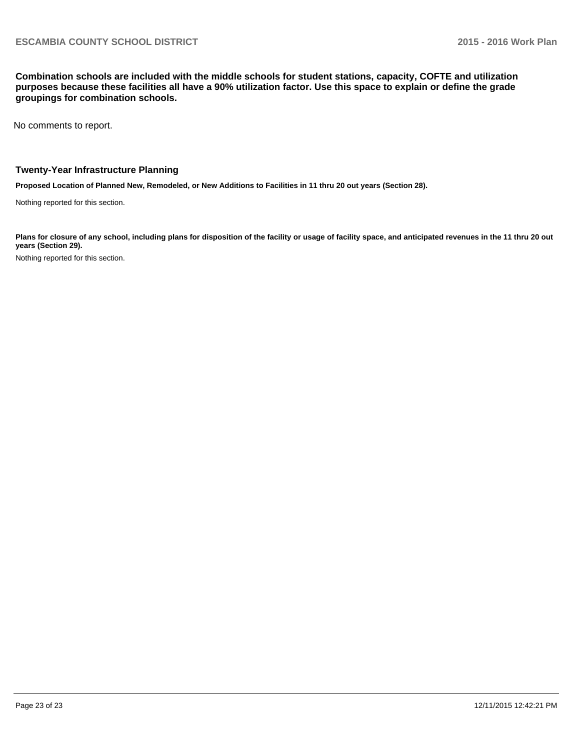**Combination schools are included with the middle schools for student stations, capacity, COFTE and utilization purposes because these facilities all have a 90% utilization factor. Use this space to explain or define the grade groupings for combination schools.**

No comments to report.

## Twenty-Year Infrastructure Planning

**Proposed Location of Planned New, Remodeled, or New Additions to Facilities in 11 thru 20 out years (Section 28).**

Nothing reported for this section.

**Plans for closure of any school, including plans for disposition of the facility or usage of facility space, and anticipated revenues in the 11 thru 20 out years (Section 29).**

Nothing reported for this section.